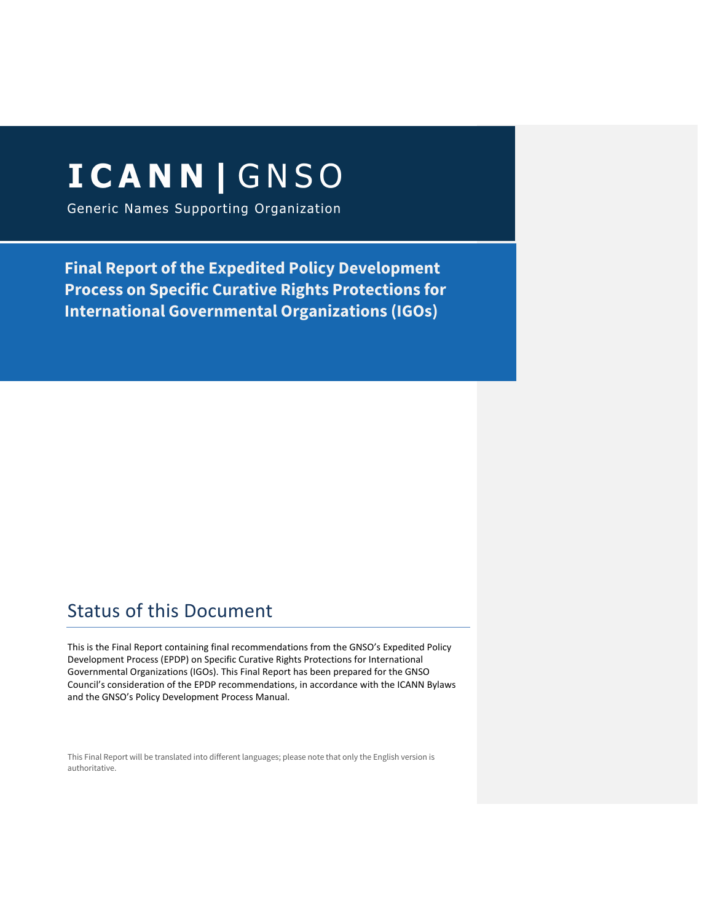# ICANN | GNSO

Generic Names Supporting Organization

**Final Report of the Expedited Policy Development Process on Specific Curative Rights Protections for International Governmental Organizations (IGOs)**

## Status of this Document

This is the Final Report containing final recommendations from the GNSO's Expedited Policy Development Process (EPDP) on Specific Curative Rights Protections for International Governmental Organizations (IGOs). This Final Report has been prepared for the GNSO Council's consideration of the EPDP recommendations, in accordance with the ICANN Bylaws and the GNSO's Policy Development Process Manual.

This Final Report will be translated into different languages; please note that only the English version is authoritative.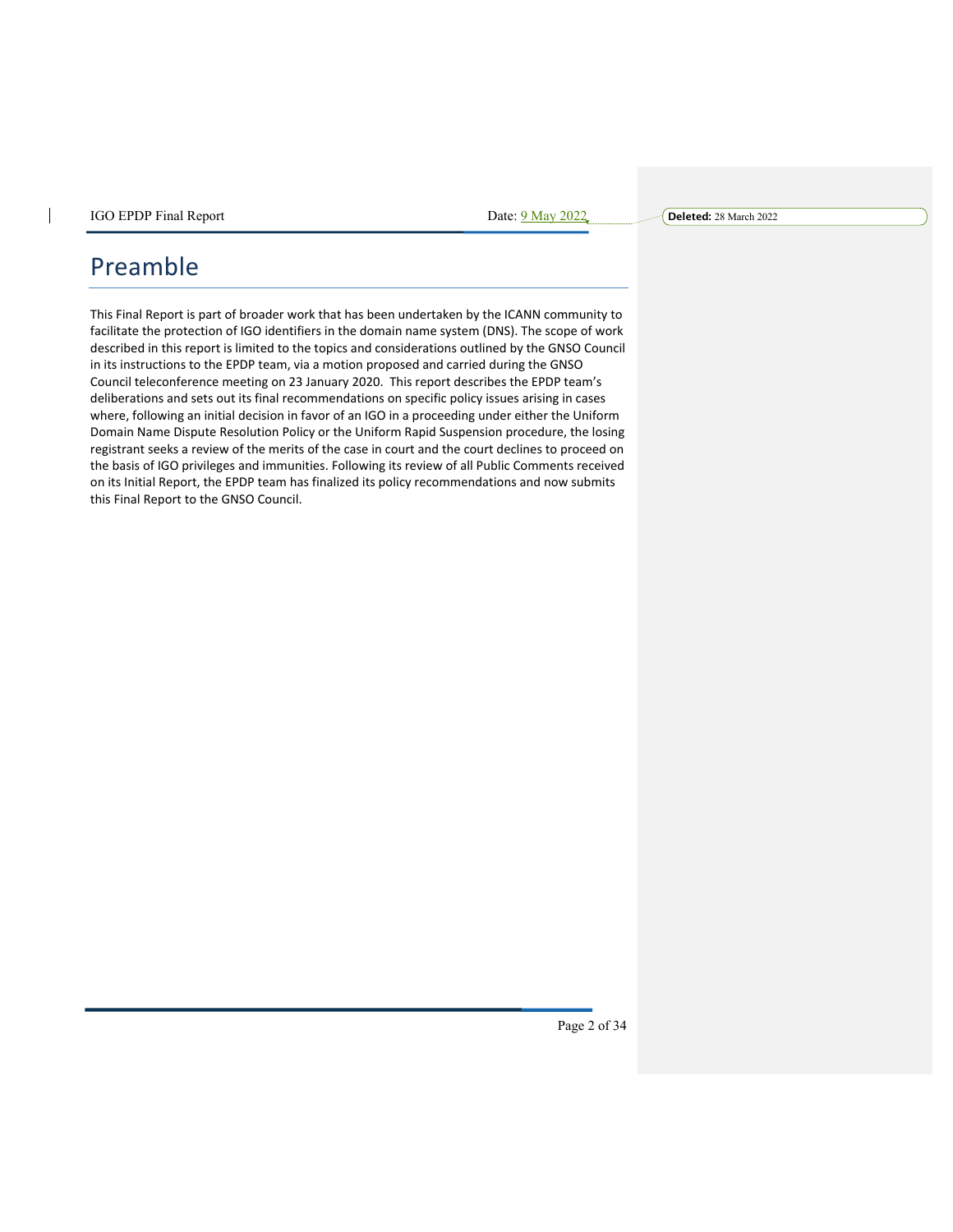# Preamble

This Final Report is part of broader work that has been undertaken by the ICANN community to facilitate the protection of IGO identifiers in the domain name system (DNS). The scope of work described in this report is limited to the topics and considerations outlined by the GNSO Council in its instructions to the EPDP team, via a motion proposed and carried during the GNSO Council teleconference meeting on 23 January 2020. This report describes the EPDP team's deliberations and sets out its final recommendations on specific policy issues arising in cases where, following an initial decision in favor of an IGO in a proceeding under either the Uniform Domain Name Dispute Resolution Policy or the Uniform Rapid Suspension procedure, the losing registrant seeks a review of the merits of the case in court and the court declines to proceed on the basis of IGO privileges and immunities. Following its review of all Public Comments received on its Initial Report, the EPDP team has finalized its policy recommendations and now submits this Final Report to the GNSO Council.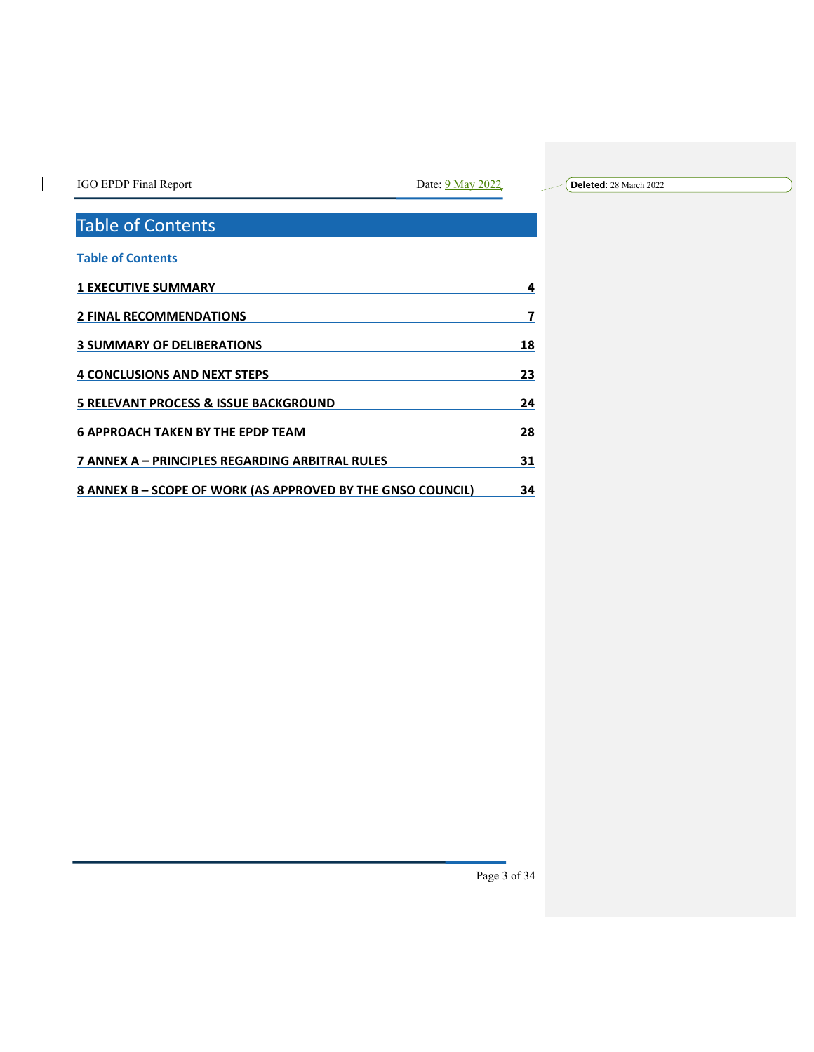# Table of Contents

**Table of Contents**

| | |
|---|---|
| **1 EXECUTIVE SUMMARY** | **4** |
| **2 FINAL RECOMMENDATIONS** | **7** |
| **3 SUMMARY OF DELIBERATIONS** | **18** |
| **4 CONCLUSIONS AND NEXT STEPS** | **23** |
| **5 RELEVANT PROCESS & ISSUE BACKGROUND** | **24** |
| **6 APPROACH TAKEN BY THE EPDP TEAM** | **28** |
| **7 ANNEX A – PRINCIPLES REGARDING ARBITRAL RULES** | **31** |
| **8 ANNEX B – SCOPE OF WORK (AS APPROVED BY THE GNSO COUNCIL)** | **34** |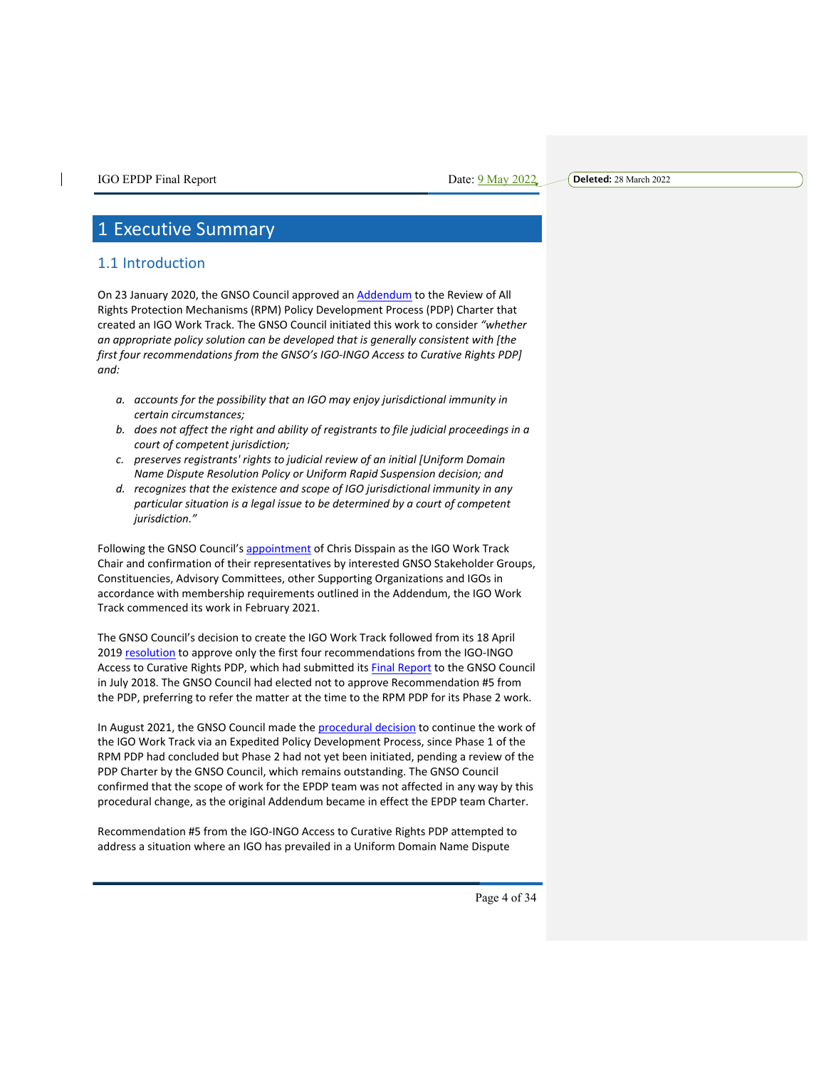# 1 Executive Summary

## 1.1 Introduction

On 23 January 2020, the GNSO Council approved an Addendum to the Review of All Rights Protection Mechanisms (RPM) Policy Development Process (PDP) Charter that created an IGO Work Track. The GNSO Council initiated this work to consider *"whether an appropriate policy solution can be developed that is generally consistent with [the first four recommendations from the GNSO's IGO-INGO Access to Curative Rights PDP] and:*

*a. accounts for the possibility that an IGO may enjoy jurisdictional immunity in certain circumstances;*
*b. does not affect the right and ability of registrants to file judicial proceedings in a court of competent jurisdiction;*
*c. preserves registrants' rights to judicial review of an initial [Uniform Domain Name Dispute Resolution Policy or Uniform Rapid Suspension decision; and*
*d. recognizes that the existence and scope of IGO jurisdictional immunity in any particular situation is a legal issue to be determined by a court of competent jurisdiction."*

Following the GNSO Council's appointment of Chris Disspain as the IGO Work Track Chair and confirmation of their representatives by interested GNSO Stakeholder Groups, Constituencies, Advisory Committees, other Supporting Organizations and IGOs in accordance with membership requirements outlined in the Addendum, the IGO Work Track commenced its work in February 2021.

The GNSO Council's decision to create the IGO Work Track followed from its 18 April 2019 resolution to approve only the first four recommendations from the IGO-INGO Access to Curative Rights PDP, which had submitted its Final Report to the GNSO Council in July 2018. The GNSO Council had elected not to approve Recommendation #5 from the PDP, preferring to refer the matter at the time to the RPM PDP for its Phase 2 work.

In August 2021, the GNSO Council made the procedural decision to continue the work of the IGO Work Track via an Expedited Policy Development Process, since Phase 1 of the RPM PDP had concluded but Phase 2 had not yet been initiated, pending a review of the PDP Charter by the GNSO Council, which remains outstanding. The GNSO Council confirmed that the scope of work for the EPDP team was not affected in any way by this procedural change, as the original Addendum became in effect the EPDP team Charter.

Recommendation #5 from the IGO-INGO Access to Curative Rights PDP attempted to address a situation where an IGO has prevailed in a Uniform Domain Name Dispute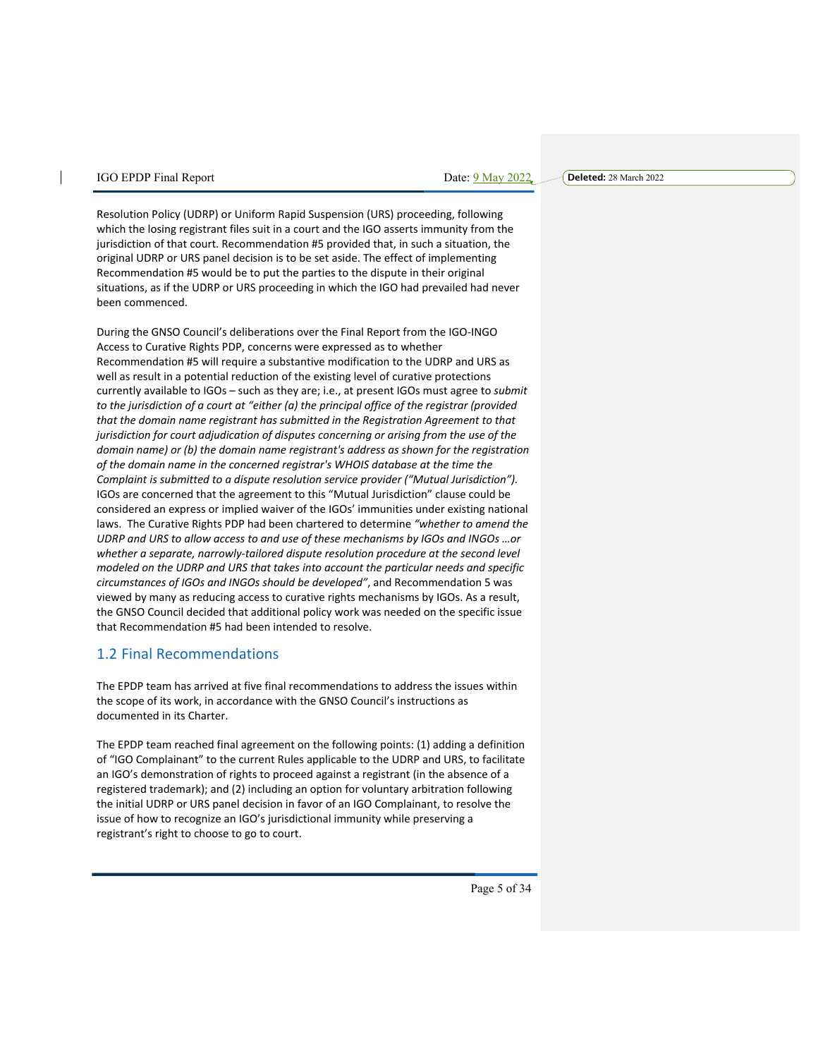Resolution Policy (UDRP) or Uniform Rapid Suspension (URS) proceeding, following which the losing registrant files suit in a court and the IGO asserts immunity from the jurisdiction of that court. Recommendation #5 provided that, in such a situation, the original UDRP or URS panel decision is to be set aside. The effect of implementing Recommendation #5 would be to put the parties to the dispute in their original situations, as if the UDRP or URS proceeding in which the IGO had prevailed had never been commenced.

During the GNSO Council's deliberations over the Final Report from the IGO-INGO Access to Curative Rights PDP, concerns were expressed as to whether Recommendation #5 will require a substantive modification to the UDRP and URS as well as result in a potential reduction of the existing level of curative protections currently available to IGOs – such as they are; i.e., at present IGOs must agree to *submit to the jurisdiction of a court at "either (a) the principal office of the registrar (provided that the domain name registrant has submitted in the Registration Agreement to that jurisdiction for court adjudication of disputes concerning or arising from the use of the domain name) or (b) the domain name registrant's address as shown for the registration of the domain name in the concerned registrar's WHOIS database at the time the Complaint is submitted to a dispute resolution service provider ("Mutual Jurisdiction").* IGOs are concerned that the agreement to this "Mutual Jurisdiction" clause could be considered an express or implied waiver of the IGOs' immunities under existing national laws. The Curative Rights PDP had been chartered to determine *"whether to amend the UDRP and URS to allow access to and use of these mechanisms by IGOs and INGOs …or whether a separate, narrowly-tailored dispute resolution procedure at the second level modeled on the UDRP and URS that takes into account the particular needs and specific circumstances of IGOs and INGOs should be developed"*, and Recommendation 5 was viewed by many as reducing access to curative rights mechanisms by IGOs. As a result, the GNSO Council decided that additional policy work was needed on the specific issue that Recommendation #5 had been intended to resolve.

## 1.2 Final Recommendations

The EPDP team has arrived at five final recommendations to address the issues within the scope of its work, in accordance with the GNSO Council's instructions as documented in its Charter.

The EPDP team reached final agreement on the following points: (1) adding a definition of "IGO Complainant" to the current Rules applicable to the UDRP and URS, to facilitate an IGO's demonstration of rights to proceed against a registrant (in the absence of a registered trademark); and (2) including an option for voluntary arbitration following the initial UDRP or URS panel decision in favor of an IGO Complainant, to resolve the issue of how to recognize an IGO's jurisdictional immunity while preserving a registrant's right to choose to go to court.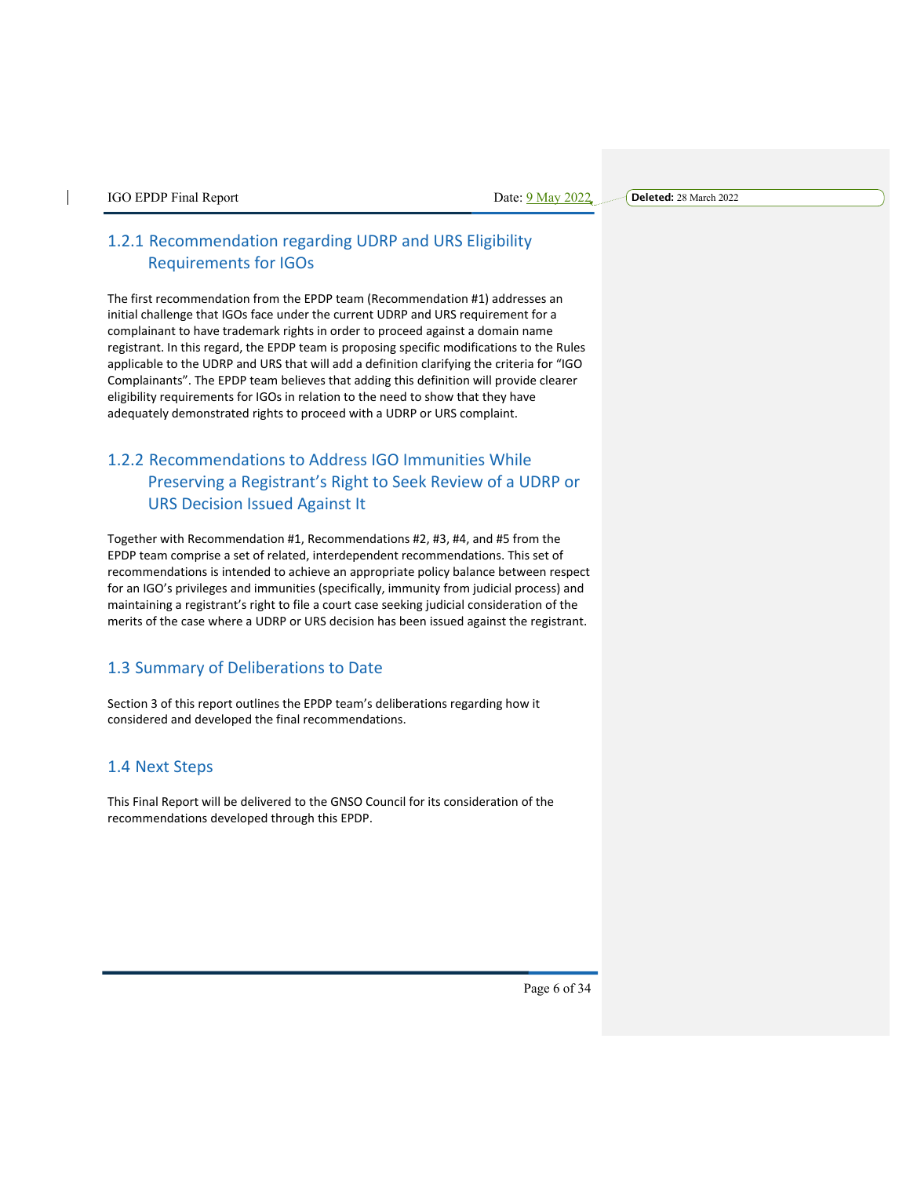### 1.2.1 Recommendation regarding UDRP and URS Eligibility Requirements for IGOs

The first recommendation from the EPDP team (Recommendation #1) addresses an initial challenge that IGOs face under the current UDRP and URS requirement for a complainant to have trademark rights in order to proceed against a domain name registrant. In this regard, the EPDP team is proposing specific modifications to the Rules applicable to the UDRP and URS that will add a definition clarifying the criteria for "IGO Complainants". The EPDP team believes that adding this definition will provide clearer eligibility requirements for IGOs in relation to the need to show that they have adequately demonstrated rights to proceed with a UDRP or URS complaint.

### 1.2.2 Recommendations to Address IGO Immunities While Preserving a Registrant's Right to Seek Review of a UDRP or URS Decision Issued Against It

Together with Recommendation #1, Recommendations #2, #3, #4, and #5 from the EPDP team comprise a set of related, interdependent recommendations. This set of recommendations is intended to achieve an appropriate policy balance between respect for an IGO's privileges and immunities (specifically, immunity from judicial process) and maintaining a registrant's right to file a court case seeking judicial consideration of the merits of the case where a UDRP or URS decision has been issued against the registrant.

## 1.3 Summary of Deliberations to Date

Section 3 of this report outlines the EPDP team's deliberations regarding how it considered and developed the final recommendations.

## 1.4 Next Steps

This Final Report will be delivered to the GNSO Council for its consideration of the recommendations developed through this EPDP.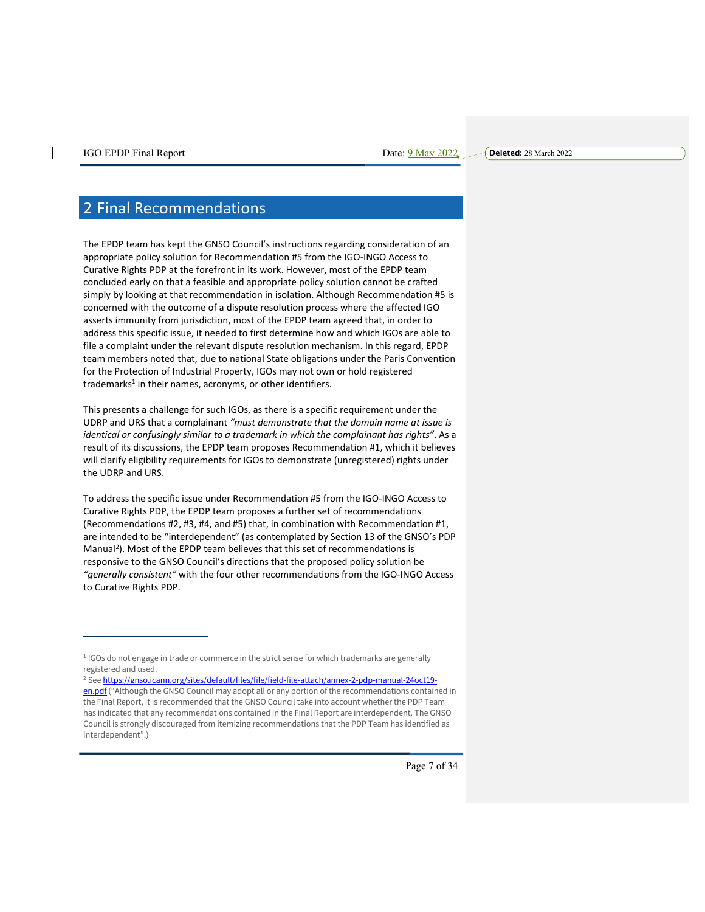# 2 Final Recommendations

The EPDP team has kept the GNSO Council's instructions regarding consideration of an appropriate policy solution for Recommendation #5 from the IGO-INGO Access to Curative Rights PDP at the forefront in its work. However, most of the EPDP team concluded early on that a feasible and appropriate policy solution cannot be crafted simply by looking at that recommendation in isolation. Although Recommendation #5 is concerned with the outcome of a dispute resolution process where the affected IGO asserts immunity from jurisdiction, most of the EPDP team agreed that, in order to address this specific issue, it needed to first determine how and which IGOs are able to file a complaint under the relevant dispute resolution mechanism. In this regard, EPDP team members noted that, due to national State obligations under the Paris Convention for the Protection of Industrial Property, IGOs may not own or hold registered trademarks[1] in their names, acronyms, or other identifiers.

This presents a challenge for such IGOs, as there is a specific requirement under the UDRP and URS that a complainant *"must demonstrate that the domain name at issue is identical or confusingly similar to a trademark in which the complainant has rights"*. As a result of its discussions, the EPDP team proposes Recommendation #1, which it believes will clarify eligibility requirements for IGOs to demonstrate (unregistered) rights under the UDRP and URS.

To address the specific issue under Recommendation #5 from the IGO-INGO Access to Curative Rights PDP, the EPDP team proposes a further set of recommendations (Recommendations #2, #3, #4, and #5) that, in combination with Recommendation #1, are intended to be "interdependent" (as contemplated by Section 13 of the GNSO's PDP Manual[2]). Most of the EPDP team believes that this set of recommendations is responsive to the GNSO Council's directions that the proposed policy solution be *"generally consistent"* with the four other recommendations from the IGO-INGO Access to Curative Rights PDP.

---

[1] IGOs do not engage in trade or commerce in the strict sense for which trademarks are generally registered and used.

[2] See https://gnso.icann.org/sites/default/files/file/field-file-attach/annex-2-pdp-manual-24oct19-en.pdf ("Although the GNSO Council may adopt all or any portion of the recommendations contained in the Final Report, it is recommended that the GNSO Council take into account whether the PDP Team has indicated that any recommendations contained in the Final Report are interdependent. The GNSO Council is strongly discouraged from itemizing recommendations that the PDP Team has identified as interdependent".)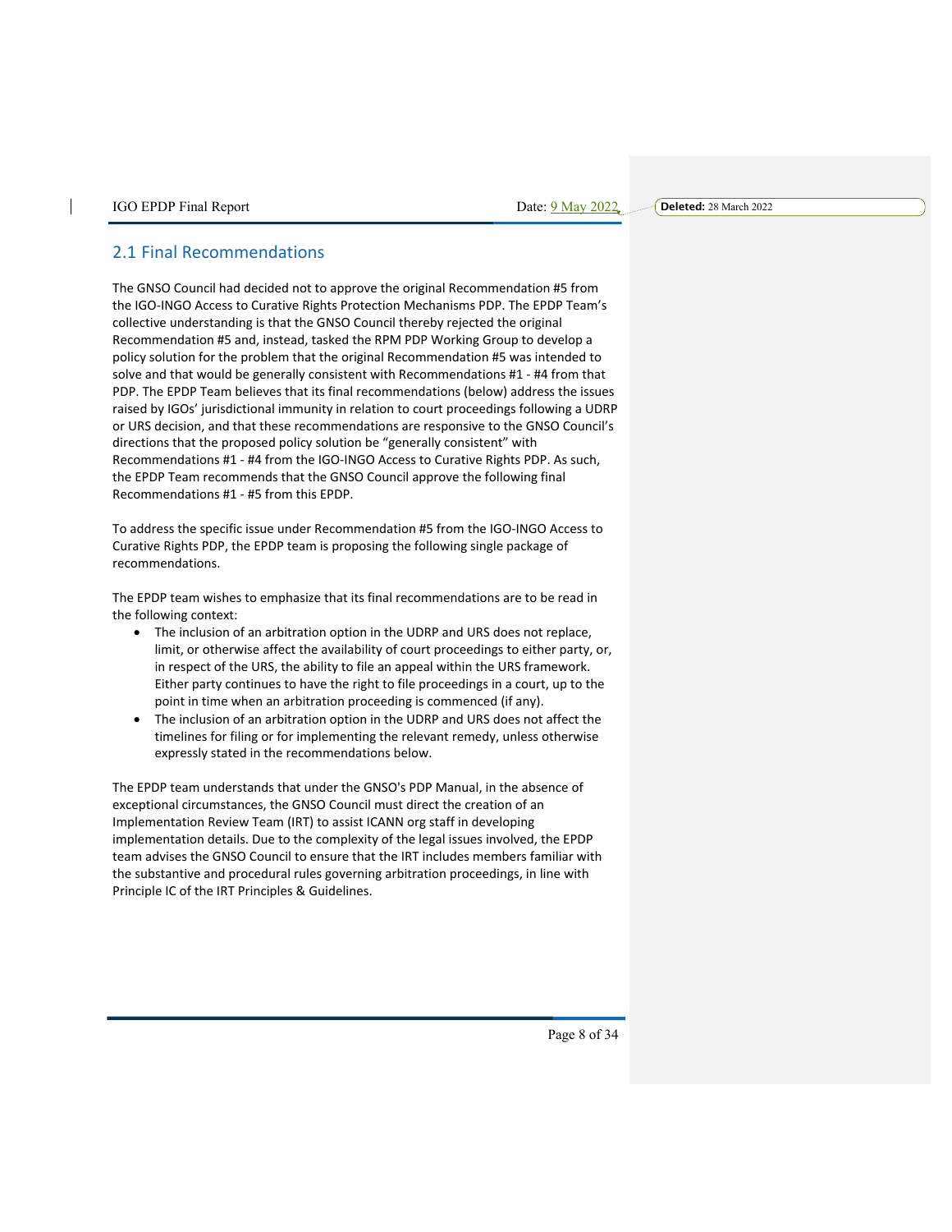## 2.1 Final Recommendations

The GNSO Council had decided not to approve the original Recommendation #5 from the IGO-INGO Access to Curative Rights Protection Mechanisms PDP. The EPDP Team's collective understanding is that the GNSO Council thereby rejected the original Recommendation #5 and, instead, tasked the RPM PDP Working Group to develop a policy solution for the problem that the original Recommendation #5 was intended to solve and that would be generally consistent with Recommendations #1 - #4 from that PDP. The EPDP Team believes that its final recommendations (below) address the issues raised by IGOs' jurisdictional immunity in relation to court proceedings following a UDRP or URS decision, and that these recommendations are responsive to the GNSO Council's directions that the proposed policy solution be "generally consistent" with Recommendations #1 - #4 from the IGO-INGO Access to Curative Rights PDP. As such, the EPDP Team recommends that the GNSO Council approve the following final Recommendations #1 - #5 from this EPDP.

To address the specific issue under Recommendation #5 from the IGO-INGO Access to Curative Rights PDP, the EPDP team is proposing the following single package of recommendations.

The EPDP team wishes to emphasize that its final recommendations are to be read in the following context:

- The inclusion of an arbitration option in the UDRP and URS does not replace, limit, or otherwise affect the availability of court proceedings to either party, or, in respect of the URS, the ability to file an appeal within the URS framework. Either party continues to have the right to file proceedings in a court, up to the point in time when an arbitration proceeding is commenced (if any).
- The inclusion of an arbitration option in the UDRP and URS does not affect the timelines for filing or for implementing the relevant remedy, unless otherwise expressly stated in the recommendations below.

The EPDP team understands that under the GNSO's PDP Manual, in the absence of exceptional circumstances, the GNSO Council must direct the creation of an Implementation Review Team (IRT) to assist ICANN org staff in developing implementation details. Due to the complexity of the legal issues involved, the EPDP team advises the GNSO Council to ensure that the IRT includes members familiar with the substantive and procedural rules governing arbitration proceedings, in line with Principle IC of the IRT Principles & Guidelines.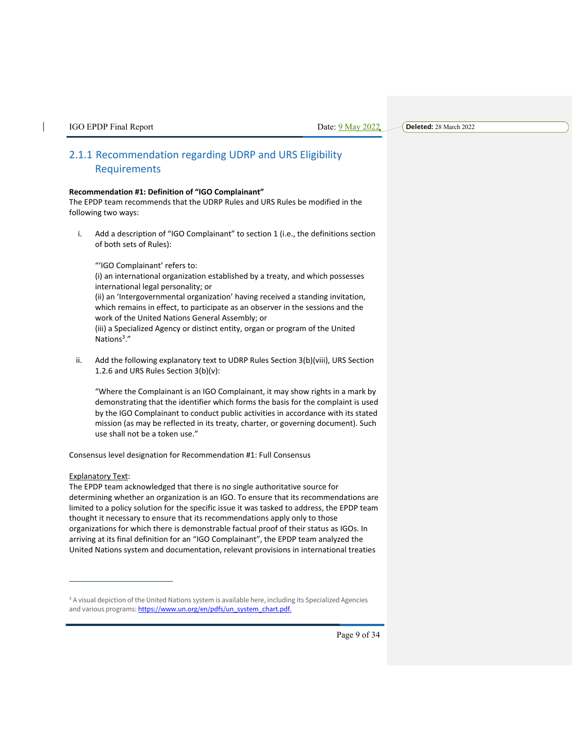### 2.1.1 Recommendation regarding UDRP and URS Eligibility Requirements

**Recommendation #1: Definition of "IGO Complainant"**
The EPDP team recommends that the UDRP Rules and URS Rules be modified in the following two ways:

i. Add a description of "IGO Complainant" to section 1 (i.e., the definitions section of both sets of Rules):

   "'IGO Complainant' refers to:
   (i) an international organization established by a treaty, and which possesses international legal personality; or
   (ii) an 'Intergovernmental organization' having received a standing invitation, which remains in effect, to participate as an observer in the sessions and the work of the United Nations General Assembly; or
   (iii) a Specialized Agency or distinct entity, organ or program of the United Nations[3]."

ii. Add the following explanatory text to UDRP Rules Section 3(b)(viii), URS Section 1.2.6 and URS Rules Section 3(b)(v):

   "Where the Complainant is an IGO Complainant, it may show rights in a mark by demonstrating that the identifier which forms the basis for the complaint is used by the IGO Complainant to conduct public activities in accordance with its stated mission (as may be reflected in its treaty, charter, or governing document). Such use shall not be a token use."

Consensus level designation for Recommendation #1: Full Consensus

Explanatory Text:
The EPDP team acknowledged that there is no single authoritative source for determining whether an organization is an IGO. To ensure that its recommendations are limited to a policy solution for the specific issue it was tasked to address, the EPDP team thought it necessary to ensure that its recommendations apply only to those organizations for which there is demonstrable factual proof of their status as IGOs. In arriving at its final definition for an "IGO Complainant", the EPDP team analyzed the United Nations system and documentation, relevant provisions in international treaties

[3] A visual depiction of the United Nations system is available here, including its Specialized Agencies and various programs: https://www.un.org/en/pdfs/un_system_chart.pdf.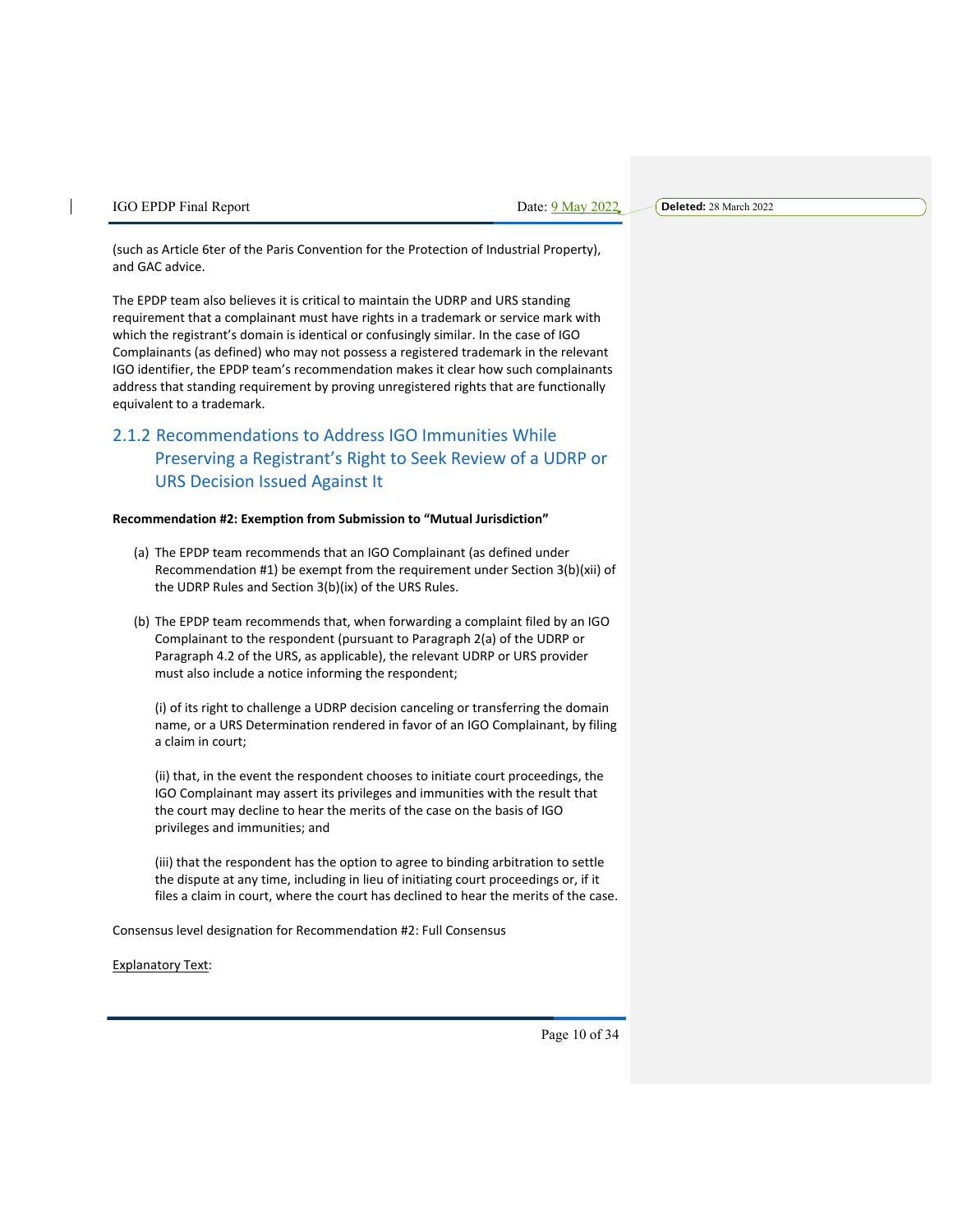(such as Article 6ter of the Paris Convention for the Protection of Industrial Property), and GAC advice.

The EPDP team also believes it is critical to maintain the UDRP and URS standing requirement that a complainant must have rights in a trademark or service mark with which the registrant's domain is identical or confusingly similar. In the case of IGO Complainants (as defined) who may not possess a registered trademark in the relevant IGO identifier, the EPDP team's recommendation makes it clear how such complainants address that standing requirement by proving unregistered rights that are functionally equivalent to a trademark.

### 2.1.2 Recommendations to Address IGO Immunities While Preserving a Registrant's Right to Seek Review of a UDRP or URS Decision Issued Against It

**Recommendation #2: Exemption from Submission to "Mutual Jurisdiction"**

(a) The EPDP team recommends that an IGO Complainant (as defined under Recommendation #1) be exempt from the requirement under Section 3(b)(xii) of the UDRP Rules and Section 3(b)(ix) of the URS Rules.

(b) The EPDP team recommends that, when forwarding a complaint filed by an IGO Complainant to the respondent (pursuant to Paragraph 2(a) of the UDRP or Paragraph 4.2 of the URS, as applicable), the relevant UDRP or URS provider must also include a notice informing the respondent;

(i) of its right to challenge a UDRP decision canceling or transferring the domain name, or a URS Determination rendered in favor of an IGO Complainant, by filing a claim in court;

(ii) that, in the event the respondent chooses to initiate court proceedings, the IGO Complainant may assert its privileges and immunities with the result that the court may decline to hear the merits of the case on the basis of IGO privileges and immunities; and

(iii) that the respondent has the option to agree to binding arbitration to settle the dispute at any time, including in lieu of initiating court proceedings or, if it files a claim in court, where the court has declined to hear the merits of the case.

Consensus level designation for Recommendation #2: Full Consensus

Explanatory Text: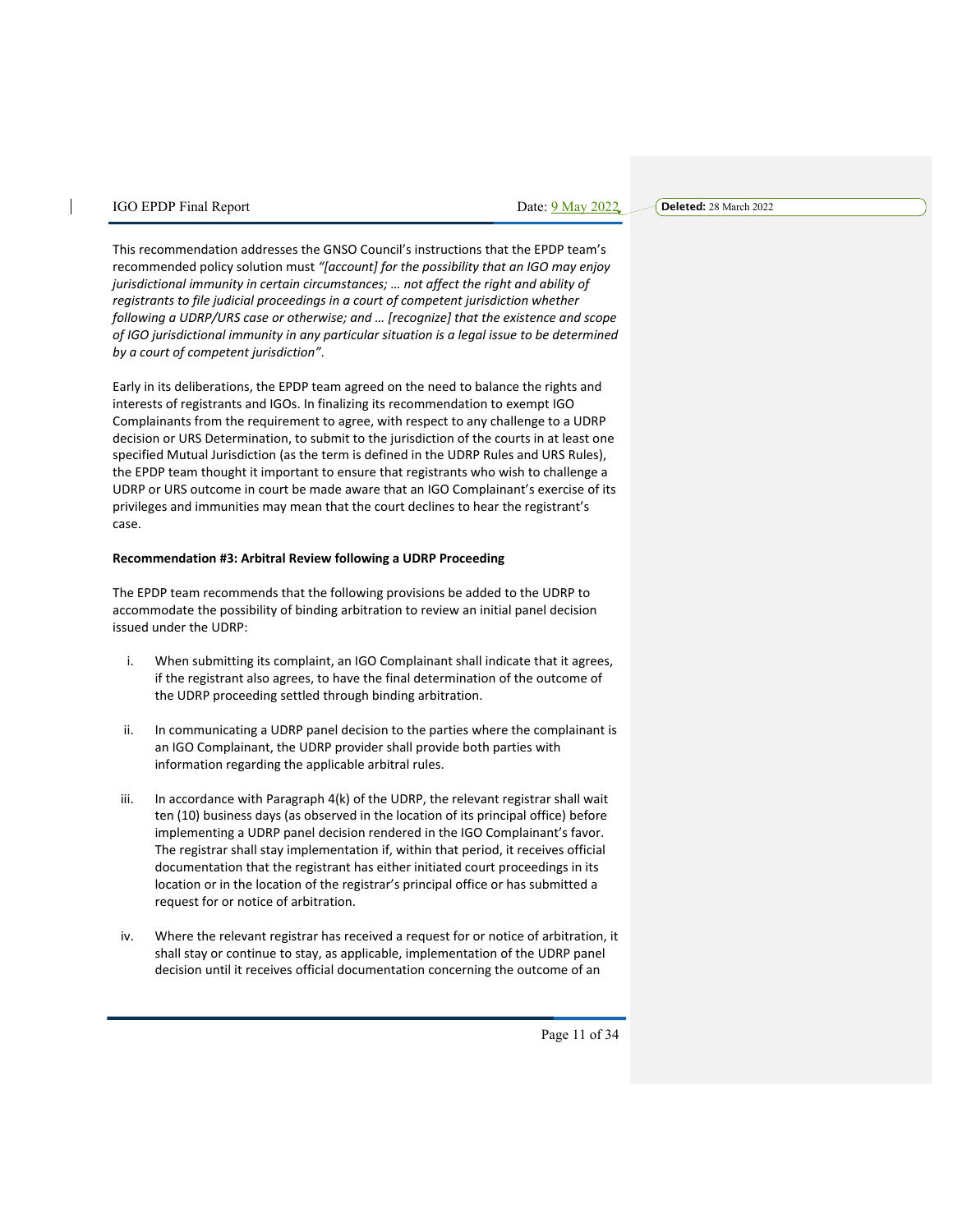This recommendation addresses the GNSO Council's instructions that the EPDP team's recommended policy solution must *"[account] for the possibility that an IGO may enjoy jurisdictional immunity in certain circumstances; … not affect the right and ability of registrants to file judicial proceedings in a court of competent jurisdiction whether following a UDRP/URS case or otherwise; and … [recognize] that the existence and scope of IGO jurisdictional immunity in any particular situation is a legal issue to be determined by a court of competent jurisdiction"*.

Early in its deliberations, the EPDP team agreed on the need to balance the rights and interests of registrants and IGOs. In finalizing its recommendation to exempt IGO Complainants from the requirement to agree, with respect to any challenge to a UDRP decision or URS Determination, to submit to the jurisdiction of the courts in at least one specified Mutual Jurisdiction (as the term is defined in the UDRP Rules and URS Rules), the EPDP team thought it important to ensure that registrants who wish to challenge a UDRP or URS outcome in court be made aware that an IGO Complainant's exercise of its privileges and immunities may mean that the court declines to hear the registrant's case.

**Recommendation #3: Arbitral Review following a UDRP Proceeding**

The EPDP team recommends that the following provisions be added to the UDRP to accommodate the possibility of binding arbitration to review an initial panel decision issued under the UDRP:

i. When submitting its complaint, an IGO Complainant shall indicate that it agrees, if the registrant also agrees, to have the final determination of the outcome of the UDRP proceeding settled through binding arbitration.

ii. In communicating a UDRP panel decision to the parties where the complainant is an IGO Complainant, the UDRP provider shall provide both parties with information regarding the applicable arbitral rules.

iii. In accordance with Paragraph 4(k) of the UDRP, the relevant registrar shall wait ten (10) business days (as observed in the location of its principal office) before implementing a UDRP panel decision rendered in the IGO Complainant's favor. The registrar shall stay implementation if, within that period, it receives official documentation that the registrant has either initiated court proceedings in its location or in the location of the registrar's principal office or has submitted a request for or notice of arbitration.

iv. Where the relevant registrar has received a request for or notice of arbitration, it shall stay or continue to stay, as applicable, implementation of the UDRP panel decision until it receives official documentation concerning the outcome of an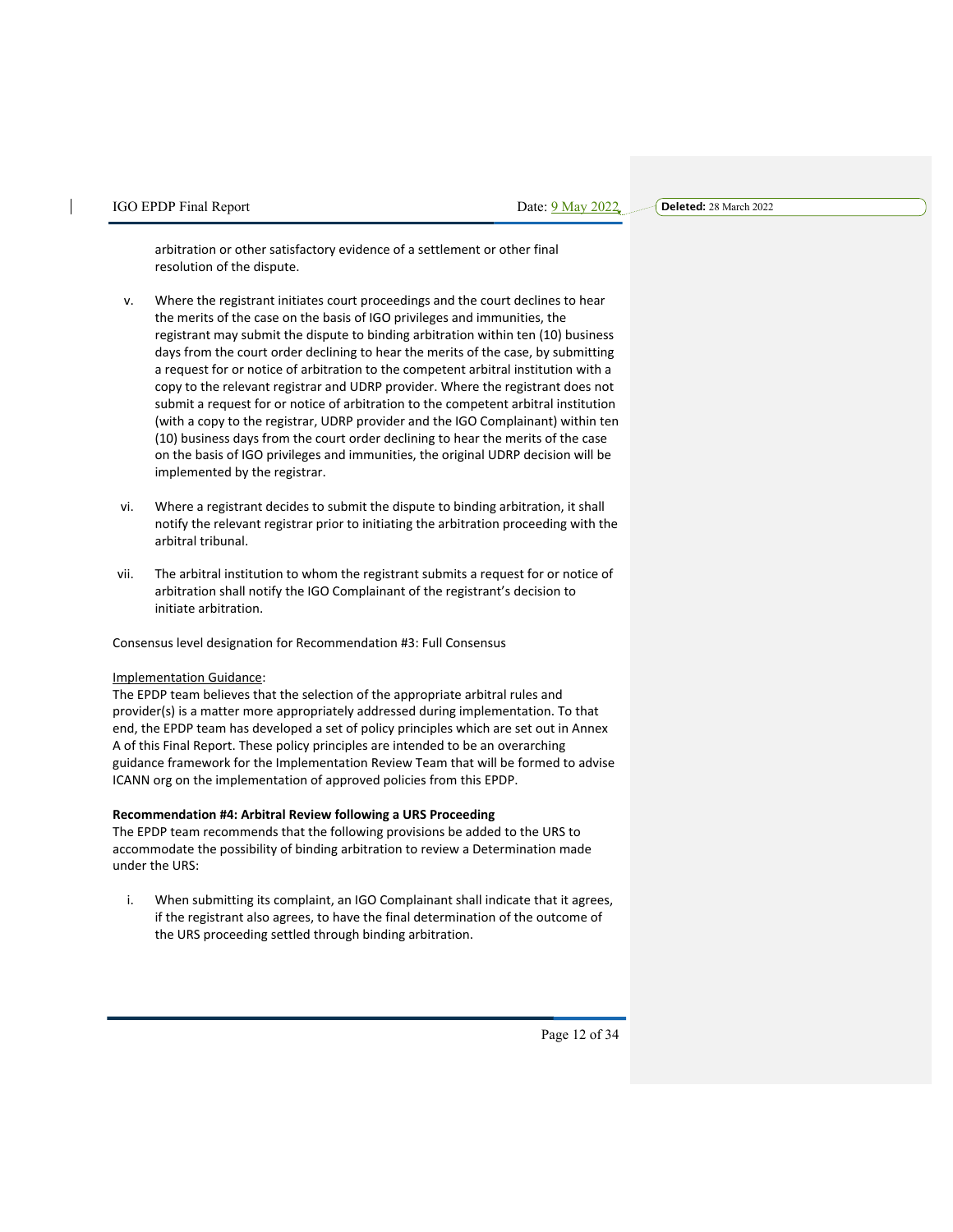arbitration or other satisfactory evidence of a settlement or other final resolution of the dispute.

v. Where the registrant initiates court proceedings and the court declines to hear the merits of the case on the basis of IGO privileges and immunities, the registrant may submit the dispute to binding arbitration within ten (10) business days from the court order declining to hear the merits of the case, by submitting a request for or notice of arbitration to the competent arbitral institution with a copy to the relevant registrar and UDRP provider. Where the registrant does not submit a request for or notice of arbitration to the competent arbitral institution (with a copy to the registrar, UDRP provider and the IGO Complainant) within ten (10) business days from the court order declining to hear the merits of the case on the basis of IGO privileges and immunities, the original UDRP decision will be implemented by the registrar.

vi. Where a registrant decides to submit the dispute to binding arbitration, it shall notify the relevant registrar prior to initiating the arbitration proceeding with the arbitral tribunal.

vii. The arbitral institution to whom the registrant submits a request for or notice of arbitration shall notify the IGO Complainant of the registrant's decision to initiate arbitration.

Consensus level designation for Recommendation #3: Full Consensus

Implementation Guidance:
The EPDP team believes that the selection of the appropriate arbitral rules and provider(s) is a matter more appropriately addressed during implementation. To that end, the EPDP team has developed a set of policy principles which are set out in Annex A of this Final Report. These policy principles are intended to be an overarching guidance framework for the Implementation Review Team that will be formed to advise ICANN org on the implementation of approved policies from this EPDP.

**Recommendation #4: Arbitral Review following a URS Proceeding**
The EPDP team recommends that the following provisions be added to the URS to accommodate the possibility of binding arbitration to review a Determination made under the URS:

i. When submitting its complaint, an IGO Complainant shall indicate that it agrees, if the registrant also agrees, to have the final determination of the outcome of the URS proceeding settled through binding arbitration.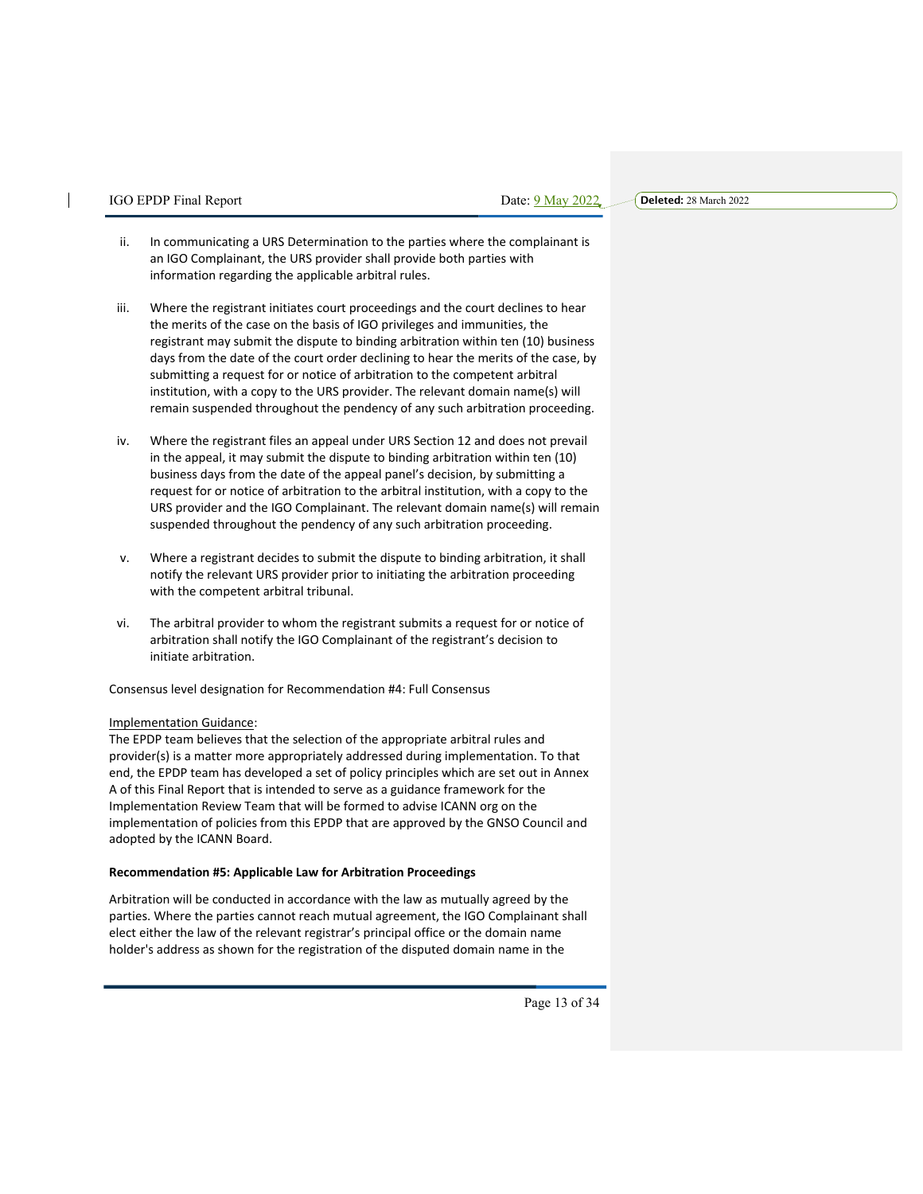ii. In communicating a URS Determination to the parties where the complainant is an IGO Complainant, the URS provider shall provide both parties with information regarding the applicable arbitral rules.

iii. Where the registrant initiates court proceedings and the court declines to hear the merits of the case on the basis of IGO privileges and immunities, the registrant may submit the dispute to binding arbitration within ten (10) business days from the date of the court order declining to hear the merits of the case, by submitting a request for or notice of arbitration to the competent arbitral institution, with a copy to the URS provider. The relevant domain name(s) will remain suspended throughout the pendency of any such arbitration proceeding.

iv. Where the registrant files an appeal under URS Section 12 and does not prevail in the appeal, it may submit the dispute to binding arbitration within ten (10) business days from the date of the appeal panel's decision, by submitting a request for or notice of arbitration to the arbitral institution, with a copy to the URS provider and the IGO Complainant. The relevant domain name(s) will remain suspended throughout the pendency of any such arbitration proceeding.

v. Where a registrant decides to submit the dispute to binding arbitration, it shall notify the relevant URS provider prior to initiating the arbitration proceeding with the competent arbitral tribunal.

vi. The arbitral provider to whom the registrant submits a request for or notice of arbitration shall notify the IGO Complainant of the registrant's decision to initiate arbitration.

Consensus level designation for Recommendation #4: Full Consensus

Implementation Guidance:
The EPDP team believes that the selection of the appropriate arbitral rules and provider(s) is a matter more appropriately addressed during implementation. To that end, the EPDP team has developed a set of policy principles which are set out in Annex A of this Final Report that is intended to serve as a guidance framework for the Implementation Review Team that will be formed to advise ICANN org on the implementation of policies from this EPDP that are approved by the GNSO Council and adopted by the ICANN Board.

**Recommendation #5: Applicable Law for Arbitration Proceedings**

Arbitration will be conducted in accordance with the law as mutually agreed by the parties. Where the parties cannot reach mutual agreement, the IGO Complainant shall elect either the law of the relevant registrar's principal office or the domain name holder's address as shown for the registration of the disputed domain name in the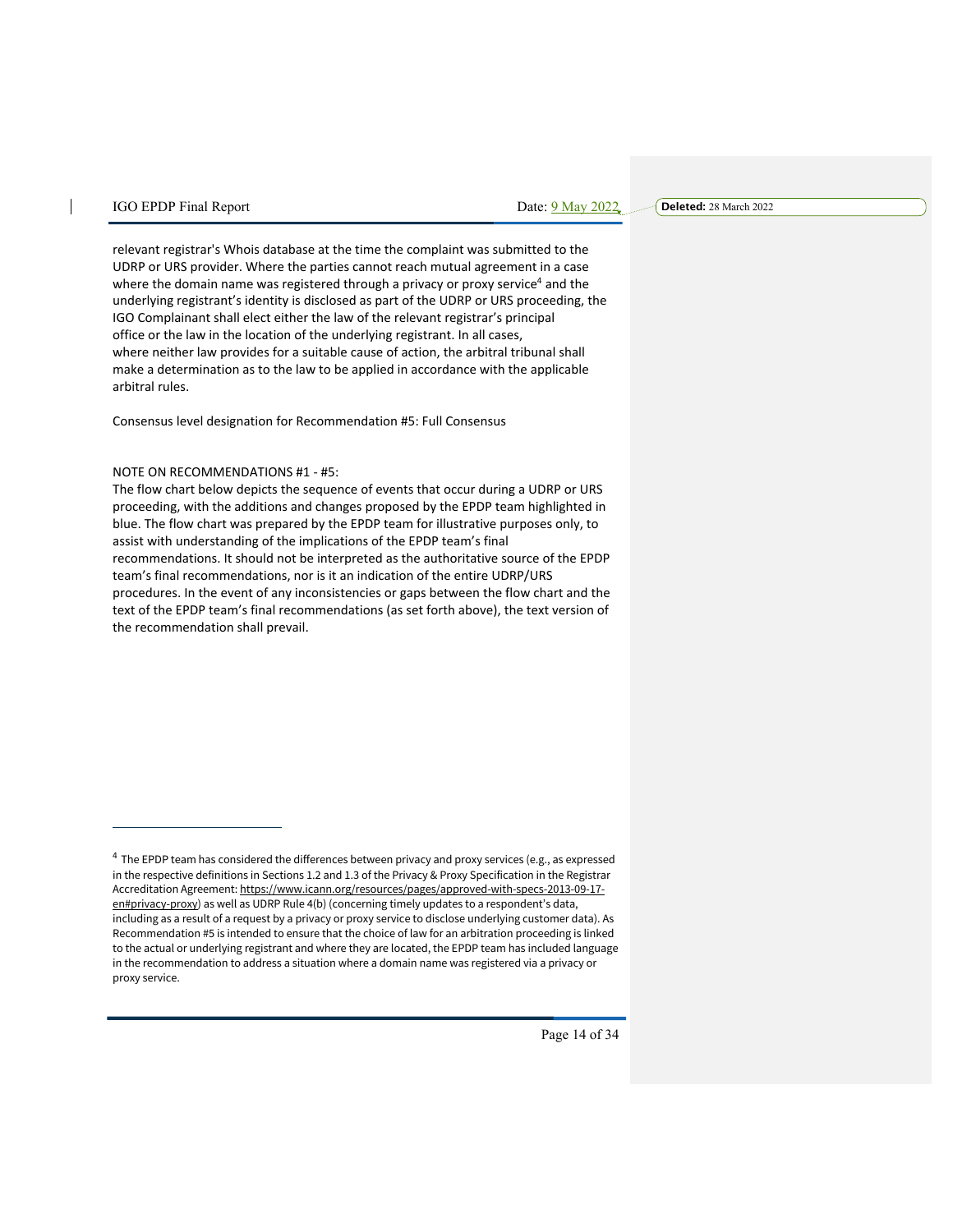relevant registrar's Whois database at the time the complaint was submitted to the UDRP or URS provider. Where the parties cannot reach mutual agreement in a case where the domain name was registered through a privacy or proxy service[4] and the underlying registrant's identity is disclosed as part of the UDRP or URS proceeding, the IGO Complainant shall elect either the law of the relevant registrar's principal office or the law in the location of the underlying registrant. In all cases, where neither law provides for a suitable cause of action, the arbitral tribunal shall make a determination as to the law to be applied in accordance with the applicable arbitral rules.

Consensus level designation for Recommendation #5: Full Consensus

NOTE ON RECOMMENDATIONS #1 - #5:
The flow chart below depicts the sequence of events that occur during a UDRP or URS proceeding, with the additions and changes proposed by the EPDP team highlighted in blue. The flow chart was prepared by the EPDP team for illustrative purposes only, to assist with understanding of the implications of the EPDP team's final recommendations. It should not be interpreted as the authoritative source of the EPDP team's final recommendations, nor is it an indication of the entire UDRP/URS procedures. In the event of any inconsistencies or gaps between the flow chart and the text of the EPDP team's final recommendations (as set forth above), the text version of the recommendation shall prevail.

---

[4] The EPDP team has considered the differences between privacy and proxy services (e.g., as expressed in the respective definitions in Sections 1.2 and 1.3 of the Privacy & Proxy Specification in the Registrar Accreditation Agreement: https://www.icann.org/resources/pages/approved-with-specs-2013-09-17-en#privacy-proxy) as well as UDRP Rule 4(b) (concerning timely updates to a respondent's data, including as a result of a request by a privacy or proxy service to disclose underlying customer data). As Recommendation #5 is intended to ensure that the choice of law for an arbitration proceeding is linked to the actual or underlying registrant and where they are located, the EPDP team has included language in the recommendation to address a situation where a domain name was registered via a privacy or proxy service.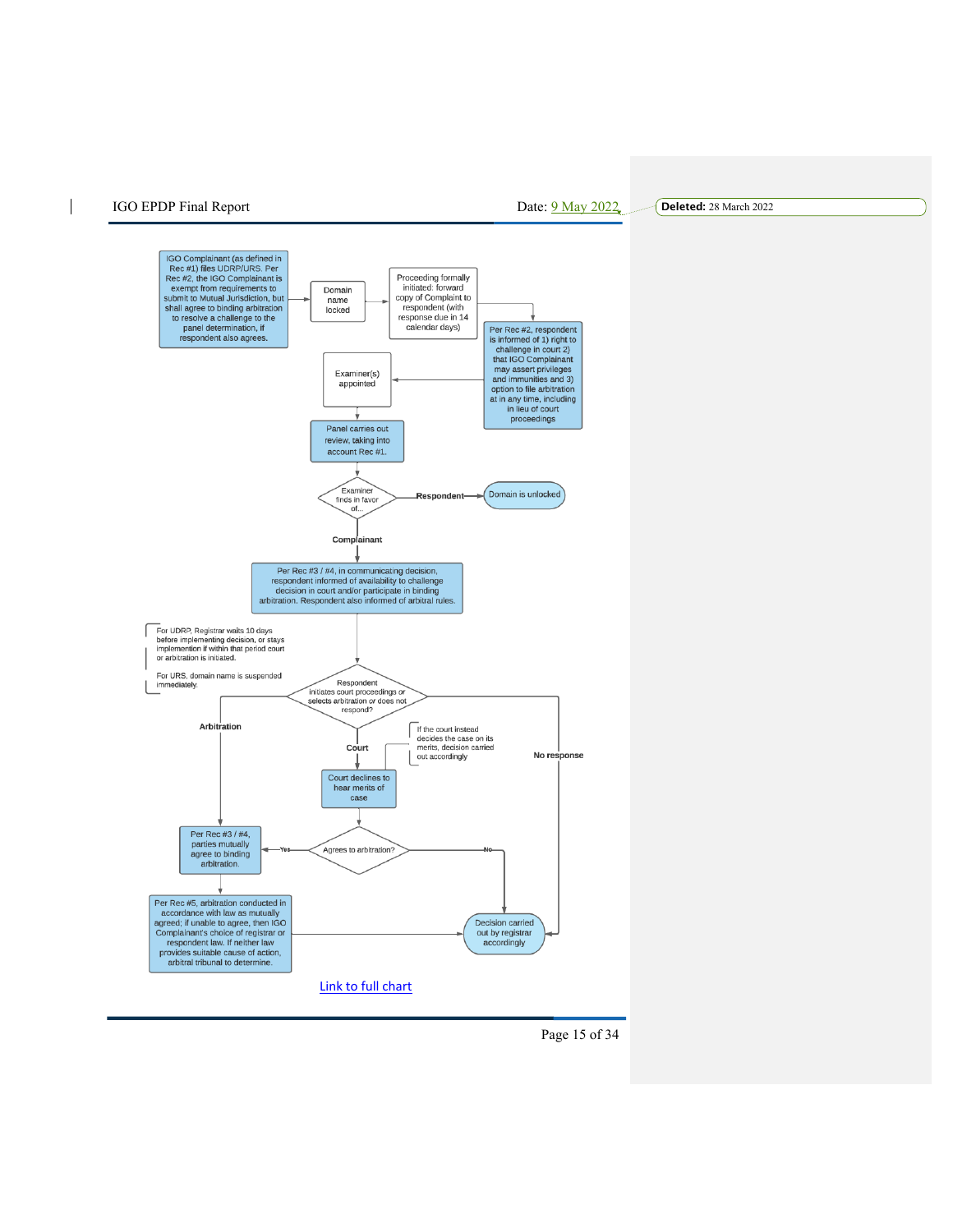IGO Complainant (as defined in Rec #1) files UDRP/URS. Per Rec #2, the IGO Complainant is exempt from requirements to submit to Mutual Jurisdiction, but shall agree to binding arbitration to resolve a challenge to the panel determination, if respondent also agrees.

Domain name locked

Proceeding formally initiated: forward copy of Complaint to respondent (with response due in 14 calendar days)

Per Rec #2, respondent is informed of 1) right to challenge in court 2) that IGO Complainant may assert privileges and immunities and 3) option to file arbitration at in any time, including in lieu of court proceedings

Examiner(s) appointed

Panel carries out review, taking into account Rec #1.

Examiner finds in favor of...

Respondent → Domain is unlocked

Complainant

Per Rec #3 / #4, in communicating decision, respondent informed of availability to challenge decision in court and/or participate in binding arbitration. Respondent also informed of arbitral rules.

For UDRP, Registrar waits 10 days before implementing decision, or stays implemention if within that period court or arbitration is initiated.

For URS, domain name is suspended immediately.

Respondent initiates court proceedings or selects arbitration or does not respond?

Arbitration

Court

No response

If the court instead decides the case on its merits, decision carried out accordingly

Court declines to hear merits of case

Agrees to arbitration?

Yes

No

Per Rec #3 / #4, parties mutually agree to binding arbitration.

Per Rec #5, arbitration conducted in accordance with law as mutually agreed; if unable to agree, then IGO Complainant's choice of registrar or respondent law. If neither law provides suitable cause of action, arbitral tribunal to determine.

Decision carried out by registrar accordingly

[Link to full chart]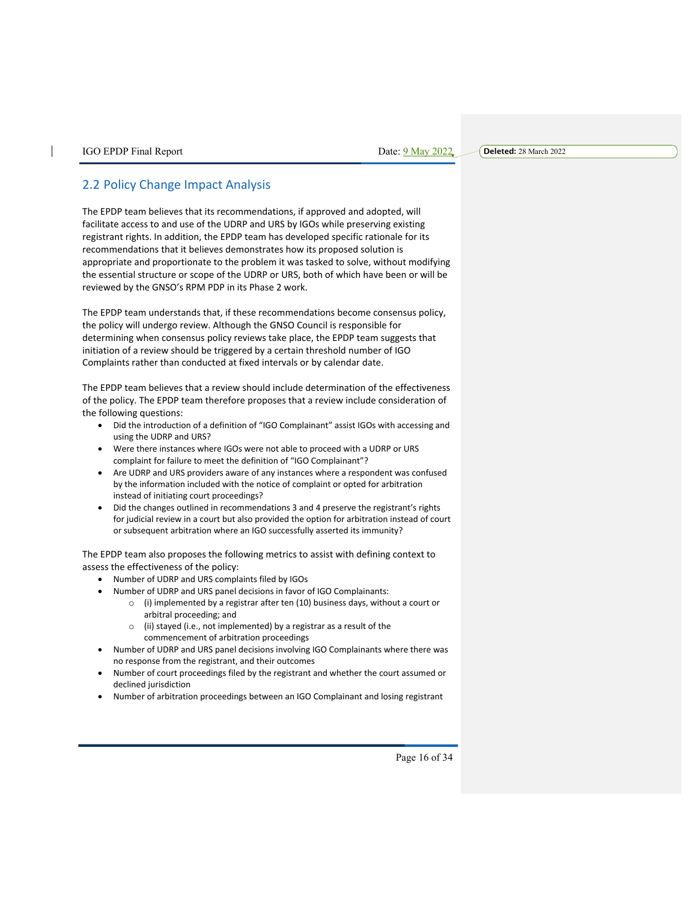## 2.2 Policy Change Impact Analysis

The EPDP team believes that its recommendations, if approved and adopted, will facilitate access to and use of the UDRP and URS by IGOs while preserving existing registrant rights. In addition, the EPDP team has developed specific rationale for its recommendations that it believes demonstrates how its proposed solution is appropriate and proportionate to the problem it was tasked to solve, without modifying the essential structure or scope of the UDRP or URS, both of which have been or will be reviewed by the GNSO's RPM PDP in its Phase 2 work.

The EPDP team understands that, if these recommendations become consensus policy, the policy will undergo review. Although the GNSO Council is responsible for determining when consensus policy reviews take place, the EPDP team suggests that initiation of a review should be triggered by a certain threshold number of IGO Complaints rather than conducted at fixed intervals or by calendar date.

The EPDP team believes that a review should include determination of the effectiveness of the policy. The EPDP team therefore proposes that a review include consideration of the following questions:

- Did the introduction of a definition of "IGO Complainant" assist IGOs with accessing and using the UDRP and URS?
- Were there instances where IGOs were not able to proceed with a UDRP or URS complaint for failure to meet the definition of "IGO Complainant"?
- Are UDRP and URS providers aware of any instances where a respondent was confused by the information included with the notice of complaint or opted for arbitration instead of initiating court proceedings?
- Did the changes outlined in recommendations 3 and 4 preserve the registrant's rights for judicial review in a court but also provided the option for arbitration instead of court or subsequent arbitration where an IGO successfully asserted its immunity?

The EPDP team also proposes the following metrics to assist with defining context to assess the effectiveness of the policy:

- Number of UDRP and URS complaints filed by IGOs
- Number of UDRP and URS panel decisions in favor of IGO Complainants:
  - (i) implemented by a registrar after ten (10) business days, without a court or arbitral proceeding; and
  - (ii) stayed (i.e., not implemented) by a registrar as a result of the commencement of arbitration proceedings
- Number of UDRP and URS panel decisions involving IGO Complainants where there was no response from the registrant, and their outcomes
- Number of court proceedings filed by the registrant and whether the court assumed or declined jurisdiction
- Number of arbitration proceedings between an IGO Complainant and losing registrant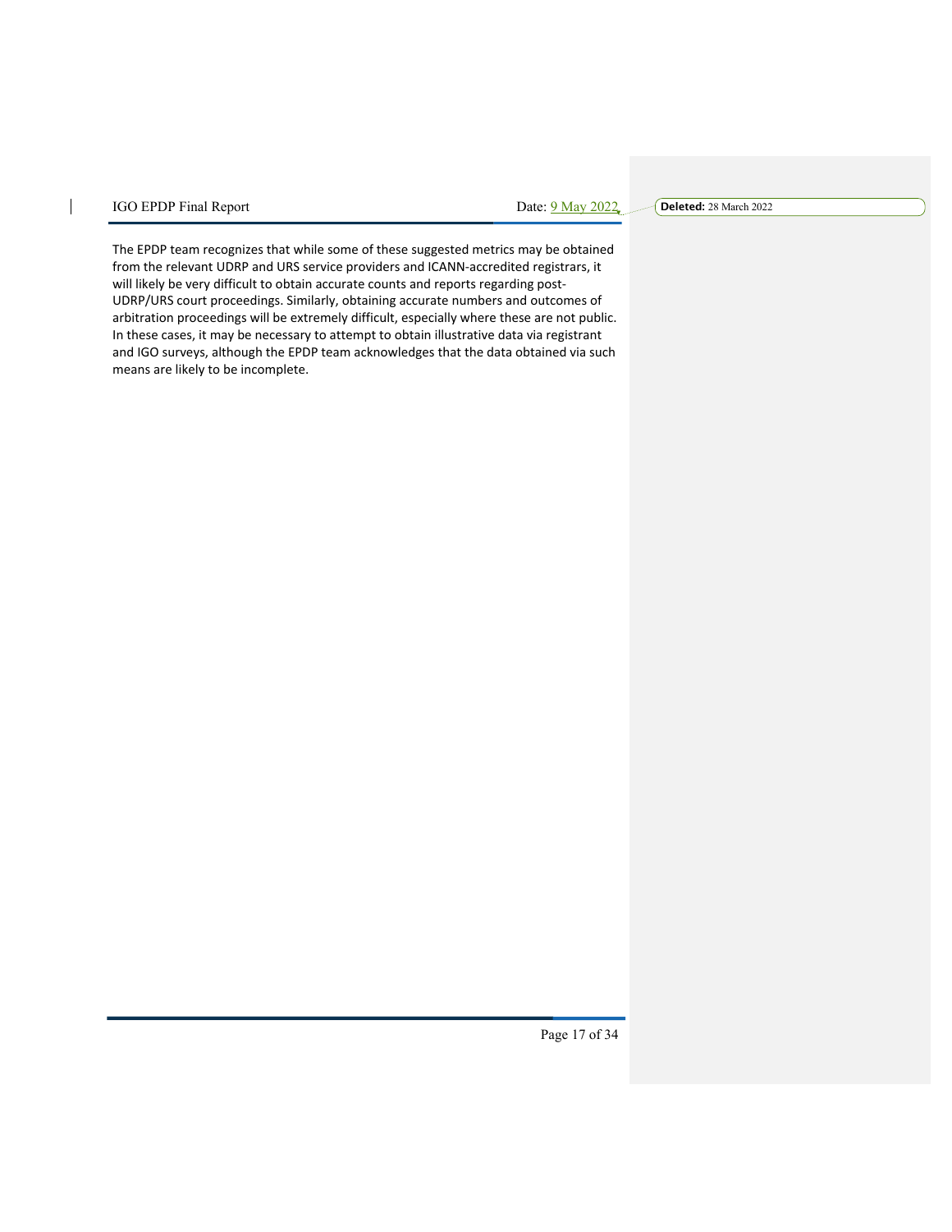The EPDP team recognizes that while some of these suggested metrics may be obtained from the relevant UDRP and URS service providers and ICANN-accredited registrars, it will likely be very difficult to obtain accurate counts and reports regarding post-UDRP/URS court proceedings. Similarly, obtaining accurate numbers and outcomes of arbitration proceedings will be extremely difficult, especially where these are not public. In these cases, it may be necessary to attempt to obtain illustrative data via registrant and IGO surveys, although the EPDP team acknowledges that the data obtained via such means are likely to be incomplete.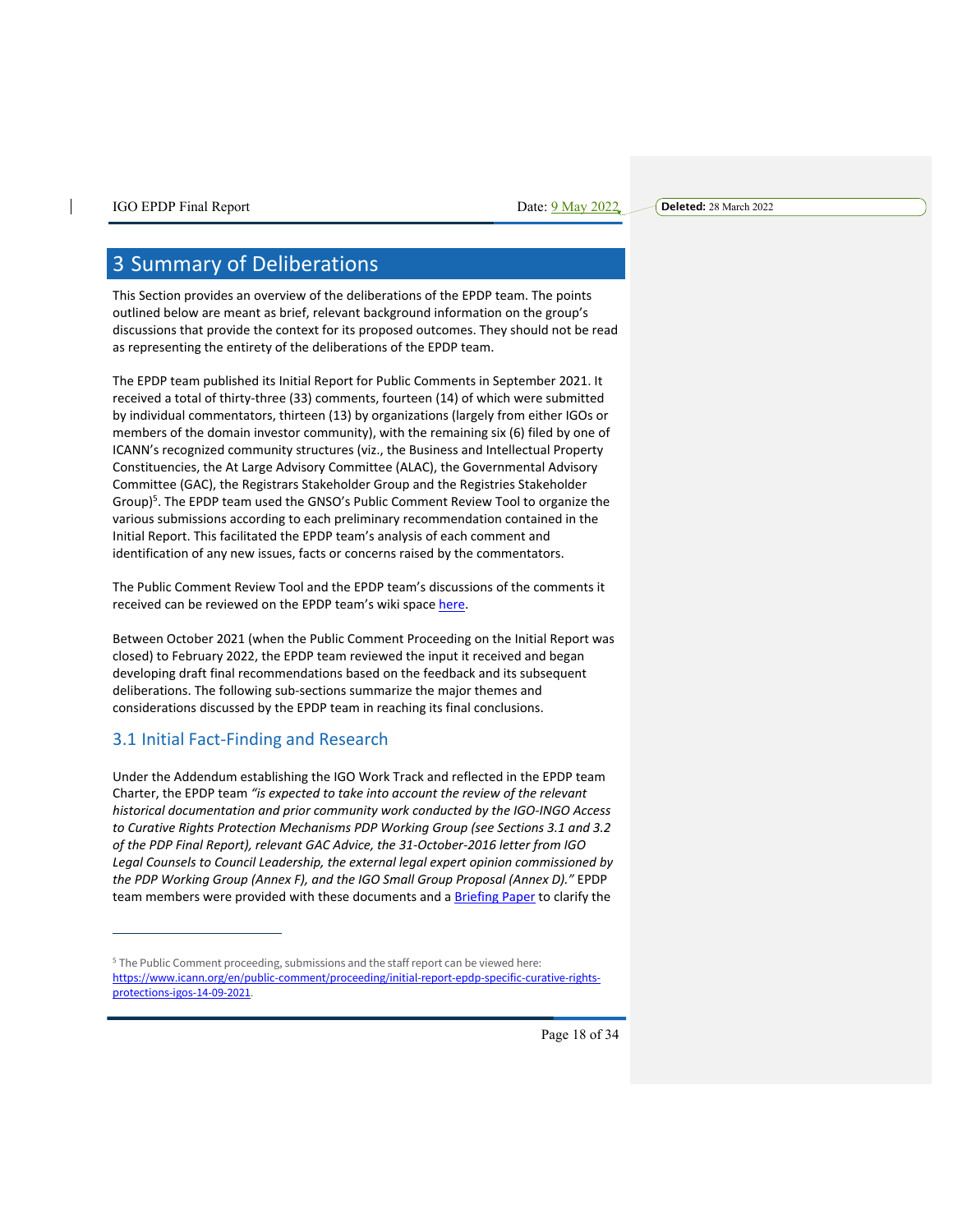# 3 Summary of Deliberations

This Section provides an overview of the deliberations of the EPDP team. The points outlined below are meant as brief, relevant background information on the group's discussions that provide the context for its proposed outcomes. They should not be read as representing the entirety of the deliberations of the EPDP team.

The EPDP team published its Initial Report for Public Comments in September 2021. It received a total of thirty-three (33) comments, fourteen (14) of which were submitted by individual commentators, thirteen (13) by organizations (largely from either IGOs or members of the domain investor community), with the remaining six (6) filed by one of ICANN's recognized community structures (viz., the Business and Intellectual Property Constituencies, the At Large Advisory Committee (ALAC), the Governmental Advisory Committee (GAC), the Registrars Stakeholder Group and the Registries Stakeholder Group)[5]. The EPDP team used the GNSO's Public Comment Review Tool to organize the various submissions according to each preliminary recommendation contained in the Initial Report. This facilitated the EPDP team's analysis of each comment and identification of any new issues, facts or concerns raised by the commentators.

The Public Comment Review Tool and the EPDP team's discussions of the comments it received can be reviewed on the EPDP team's wiki space [here](#).

Between October 2021 (when the Public Comment Proceeding on the Initial Report was closed) to February 2022, the EPDP team reviewed the input it received and began developing draft final recommendations based on the feedback and its subsequent deliberations. The following sub-sections summarize the major themes and considerations discussed by the EPDP team in reaching its final conclusions.

## 3.1 Initial Fact-Finding and Research

Under the Addendum establishing the IGO Work Track and reflected in the EPDP team Charter, the EPDP team *"is expected to take into account the review of the relevant historical documentation and prior community work conducted by the IGO-INGO Access to Curative Rights Protection Mechanisms PDP Working Group (see Sections 3.1 and 3.2 of the PDP Final Report), relevant GAC Advice, the 31-October-2016 letter from IGO Legal Counsels to Council Leadership, the external legal expert opinion commissioned by the PDP Working Group (Annex F), and the IGO Small Group Proposal (Annex D)."* EPDP team members were provided with these documents and a [Briefing Paper](#) to clarify the

---

[5] The Public Comment proceeding, submissions and the staff report can be viewed here: https://www.icann.org/en/public-comment/proceeding/initial-report-epdp-specific-curative-rights-protections-igos-14-09-2021.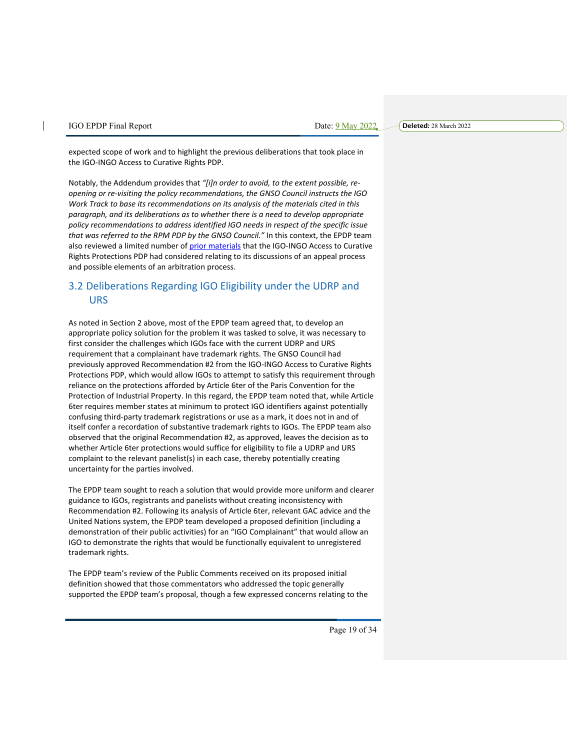expected scope of work and to highlight the previous deliberations that took place in the IGO-INGO Access to Curative Rights PDP.

Notably, the Addendum provides that *"[i]n order to avoid, to the extent possible, re-opening or re-visiting the policy recommendations, the GNSO Council instructs the IGO Work Track to base its recommendations on its analysis of the materials cited in this paragraph, and its deliberations as to whether there is a need to develop appropriate policy recommendations to address identified IGO needs in respect of the specific issue that was referred to the RPM PDP by the GNSO Council."* In this context, the EPDP team also reviewed a limited number of prior materials that the IGO-INGO Access to Curative Rights Protections PDP had considered relating to its discussions of an appeal process and possible elements of an arbitration process.

## 3.2 Deliberations Regarding IGO Eligibility under the UDRP and URS

As noted in Section 2 above, most of the EPDP team agreed that, to develop an appropriate policy solution for the problem it was tasked to solve, it was necessary to first consider the challenges which IGOs face with the current UDRP and URS requirement that a complainant have trademark rights. The GNSO Council had previously approved Recommendation #2 from the IGO-INGO Access to Curative Rights Protections PDP, which would allow IGOs to attempt to satisfy this requirement through reliance on the protections afforded by Article 6ter of the Paris Convention for the Protection of Industrial Property. In this regard, the EPDP team noted that, while Article 6ter requires member states at minimum to protect IGO identifiers against potentially confusing third-party trademark registrations or use as a mark, it does not in and of itself confer a recordation of substantive trademark rights to IGOs. The EPDP team also observed that the original Recommendation #2, as approved, leaves the decision as to whether Article 6ter protections would suffice for eligibility to file a UDRP and URS complaint to the relevant panelist(s) in each case, thereby potentially creating uncertainty for the parties involved.

The EPDP team sought to reach a solution that would provide more uniform and clearer guidance to IGOs, registrants and panelists without creating inconsistency with Recommendation #2. Following its analysis of Article 6ter, relevant GAC advice and the United Nations system, the EPDP team developed a proposed definition (including a demonstration of their public activities) for an "IGO Complainant" that would allow an IGO to demonstrate the rights that would be functionally equivalent to unregistered trademark rights.

The EPDP team's review of the Public Comments received on its proposed initial definition showed that those commentators who addressed the topic generally supported the EPDP team's proposal, though a few expressed concerns relating to the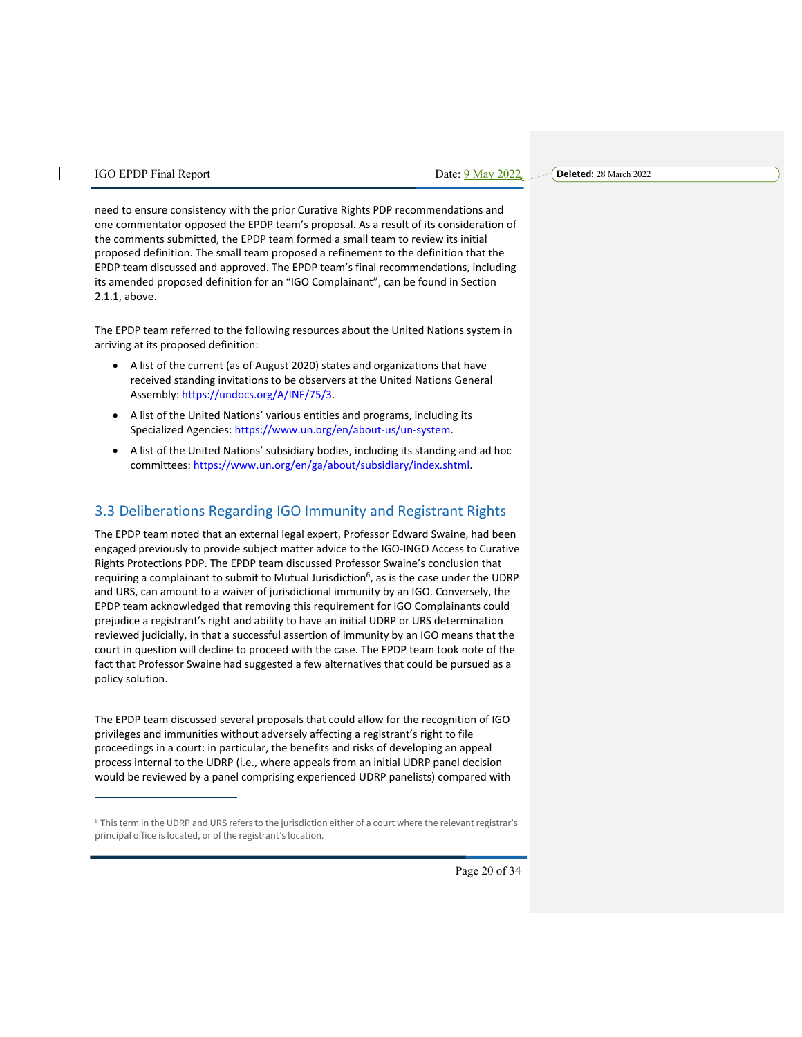need to ensure consistency with the prior Curative Rights PDP recommendations and one commentator opposed the EPDP team's proposal. As a result of its consideration of the comments submitted, the EPDP team formed a small team to review its initial proposed definition. The small team proposed a refinement to the definition that the EPDP team discussed and approved. The EPDP team's final recommendations, including its amended proposed definition for an "IGO Complainant", can be found in Section 2.1.1, above.

The EPDP team referred to the following resources about the United Nations system in arriving at its proposed definition:

- A list of the current (as of August 2020) states and organizations that have received standing invitations to be observers at the United Nations General Assembly: https://undocs.org/A/INF/75/3.
- A list of the United Nations' various entities and programs, including its Specialized Agencies: https://www.un.org/en/about-us/un-system.
- A list of the United Nations' subsidiary bodies, including its standing and ad hoc committees: https://www.un.org/en/ga/about/subsidiary/index.shtml.

## 3.3 Deliberations Regarding IGO Immunity and Registrant Rights

The EPDP team noted that an external legal expert, Professor Edward Swaine, had been engaged previously to provide subject matter advice to the IGO-INGO Access to Curative Rights Protections PDP. The EPDP team discussed Professor Swaine's conclusion that requiring a complainant to submit to Mutual Jurisdiction[6], as is the case under the UDRP and URS, can amount to a waiver of jurisdictional immunity by an IGO. Conversely, the EPDP team acknowledged that removing this requirement for IGO Complainants could prejudice a registrant's right and ability to have an initial UDRP or URS determination reviewed judicially, in that a successful assertion of immunity by an IGO means that the court in question will decline to proceed with the case. The EPDP team took note of the fact that Professor Swaine had suggested a few alternatives that could be pursued as a policy solution.

The EPDP team discussed several proposals that could allow for the recognition of IGO privileges and immunities without adversely affecting a registrant's right to file proceedings in a court: in particular, the benefits and risks of developing an appeal process internal to the UDRP (i.e., where appeals from an initial UDRP panel decision would be reviewed by a panel comprising experienced UDRP panelists) compared with

[6] This term in the UDRP and URS refers to the jurisdiction either of a court where the relevant registrar's principal office is located, or of the registrant's location.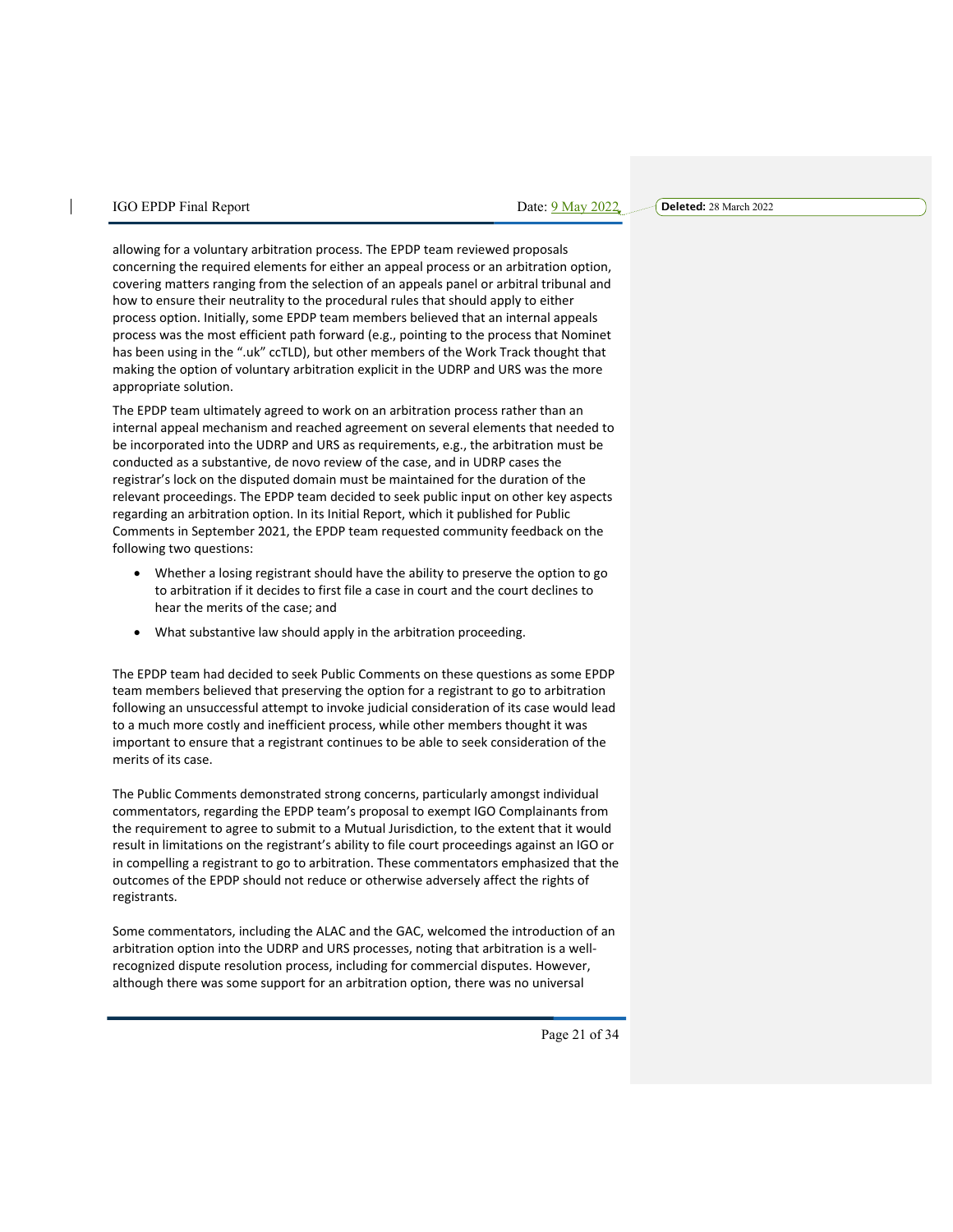allowing for a voluntary arbitration process. The EPDP team reviewed proposals concerning the required elements for either an appeal process or an arbitration option, covering matters ranging from the selection of an appeals panel or arbitral tribunal and how to ensure their neutrality to the procedural rules that should apply to either process option. Initially, some EPDP team members believed that an internal appeals process was the most efficient path forward (e.g., pointing to the process that Nominet has been using in the ".uk" ccTLD), but other members of the Work Track thought that making the option of voluntary arbitration explicit in the UDRP and URS was the more appropriate solution.

The EPDP team ultimately agreed to work on an arbitration process rather than an internal appeal mechanism and reached agreement on several elements that needed to be incorporated into the UDRP and URS as requirements, e.g., the arbitration must be conducted as a substantive, de novo review of the case, and in UDRP cases the registrar's lock on the disputed domain must be maintained for the duration of the relevant proceedings. The EPDP team decided to seek public input on other key aspects regarding an arbitration option. In its Initial Report, which it published for Public Comments in September 2021, the EPDP team requested community feedback on the following two questions:

- Whether a losing registrant should have the ability to preserve the option to go to arbitration if it decides to first file a case in court and the court declines to hear the merits of the case; and
- What substantive law should apply in the arbitration proceeding.

The EPDP team had decided to seek Public Comments on these questions as some EPDP team members believed that preserving the option for a registrant to go to arbitration following an unsuccessful attempt to invoke judicial consideration of its case would lead to a much more costly and inefficient process, while other members thought it was important to ensure that a registrant continues to be able to seek consideration of the merits of its case.

The Public Comments demonstrated strong concerns, particularly amongst individual commentators, regarding the EPDP team's proposal to exempt IGO Complainants from the requirement to agree to submit to a Mutual Jurisdiction, to the extent that it would result in limitations on the registrant's ability to file court proceedings against an IGO or in compelling a registrant to go to arbitration. These commentators emphasized that the outcomes of the EPDP should not reduce or otherwise adversely affect the rights of registrants.

Some commentators, including the ALAC and the GAC, welcomed the introduction of an arbitration option into the UDRP and URS processes, noting that arbitration is a well-recognized dispute resolution process, including for commercial disputes. However, although there was some support for an arbitration option, there was no universal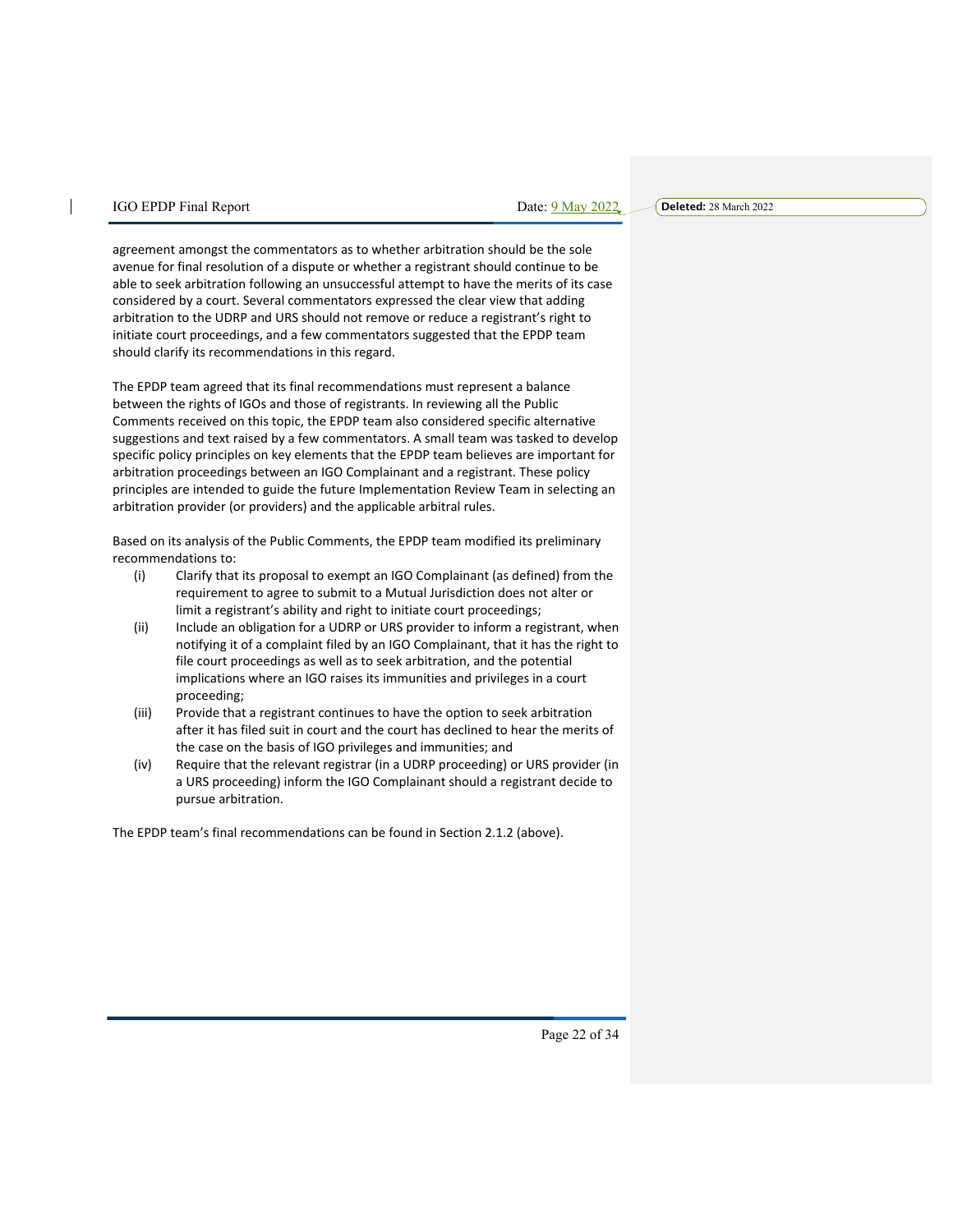agreement amongst the commentators as to whether arbitration should be the sole avenue for final resolution of a dispute or whether a registrant should continue to be able to seek arbitration following an unsuccessful attempt to have the merits of its case considered by a court. Several commentators expressed the clear view that adding arbitration to the UDRP and URS should not remove or reduce a registrant's right to initiate court proceedings, and a few commentators suggested that the EPDP team should clarify its recommendations in this regard.

The EPDP team agreed that its final recommendations must represent a balance between the rights of IGOs and those of registrants. In reviewing all the Public Comments received on this topic, the EPDP team also considered specific alternative suggestions and text raised by a few commentators. A small team was tasked to develop specific policy principles on key elements that the EPDP team believes are important for arbitration proceedings between an IGO Complainant and a registrant. These policy principles are intended to guide the future Implementation Review Team in selecting an arbitration provider (or providers) and the applicable arbitral rules.

Based on its analysis of the Public Comments, the EPDP team modified its preliminary recommendations to:

(i) Clarify that its proposal to exempt an IGO Complainant (as defined) from the requirement to agree to submit to a Mutual Jurisdiction does not alter or limit a registrant's ability and right to initiate court proceedings;

(ii) Include an obligation for a UDRP or URS provider to inform a registrant, when notifying it of a complaint filed by an IGO Complainant, that it has the right to file court proceedings as well as to seek arbitration, and the potential implications where an IGO raises its immunities and privileges in a court proceeding;

(iii) Provide that a registrant continues to have the option to seek arbitration after it has filed suit in court and the court has declined to hear the merits of the case on the basis of IGO privileges and immunities; and

(iv) Require that the relevant registrar (in a UDRP proceeding) or URS provider (in a URS proceeding) inform the IGO Complainant should a registrant decide to pursue arbitration.

The EPDP team's final recommendations can be found in Section 2.1.2 (above).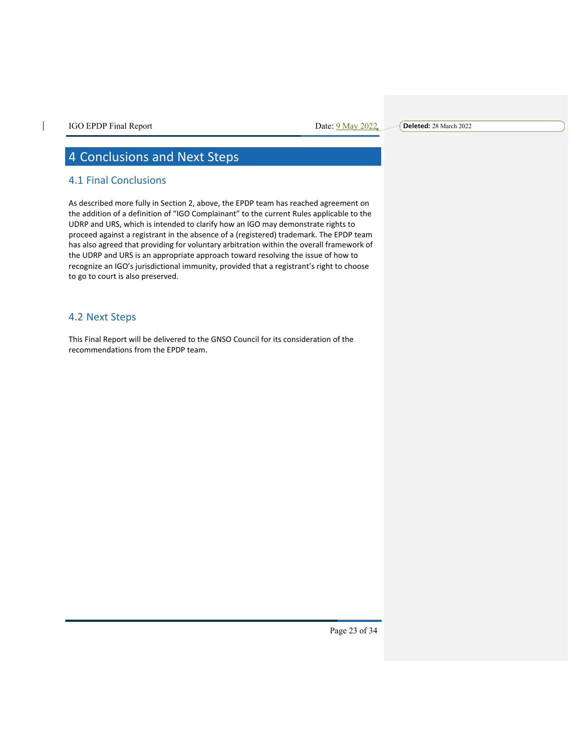# 4 Conclusions and Next Steps

## 4.1 Final Conclusions

As described more fully in Section 2, above, the EPDP team has reached agreement on the addition of a definition of "IGO Complainant" to the current Rules applicable to the UDRP and URS, which is intended to clarify how an IGO may demonstrate rights to proceed against a registrant in the absence of a (registered) trademark. The EPDP team has also agreed that providing for voluntary arbitration within the overall framework of the UDRP and URS is an appropriate approach toward resolving the issue of how to recognize an IGO's jurisdictional immunity, provided that a registrant's right to choose to go to court is also preserved.

## 4.2 Next Steps

This Final Report will be delivered to the GNSO Council for its consideration of the recommendations from the EPDP team.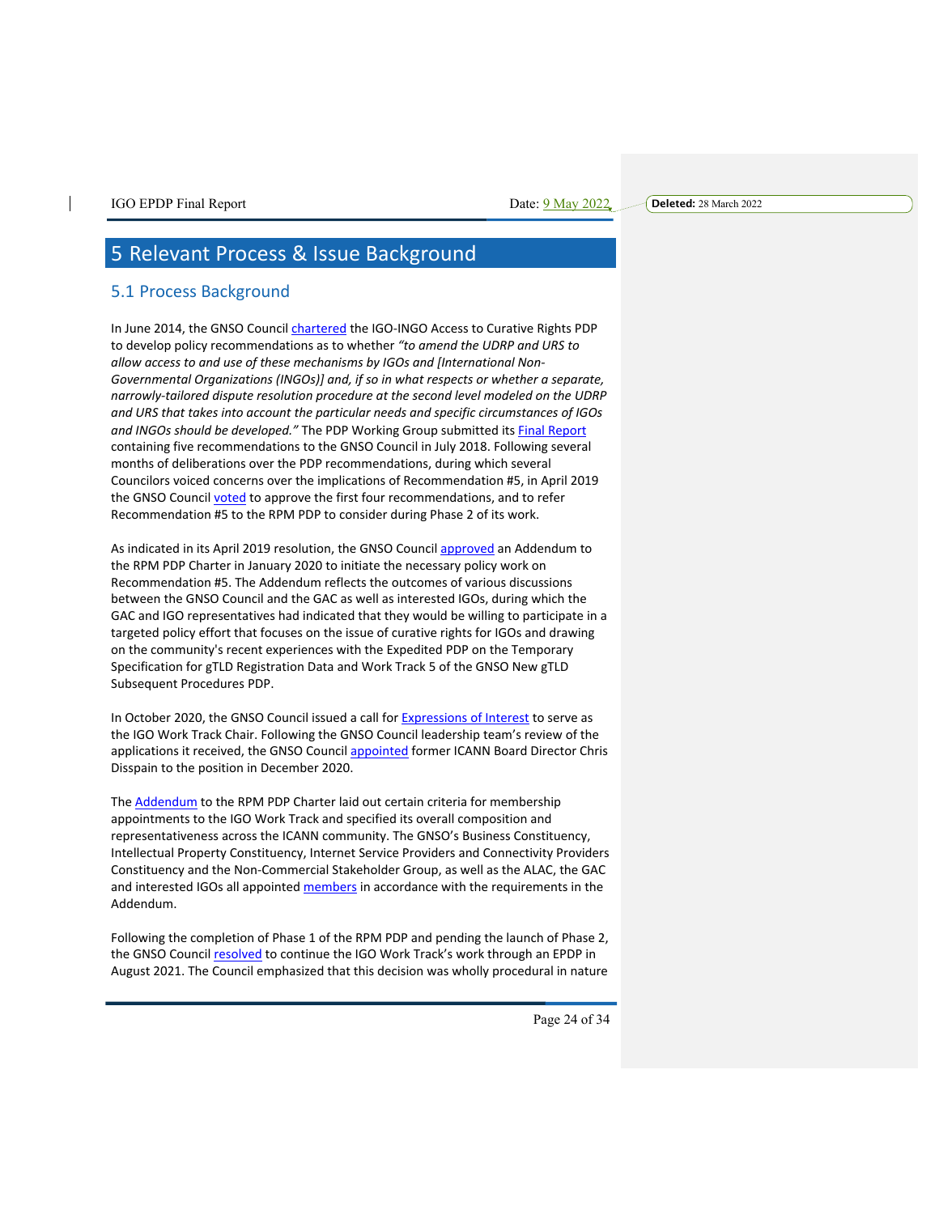# 5 Relevant Process & Issue Background

## 5.1 Process Background

In June 2014, the GNSO Council chartered the IGO-INGO Access to Curative Rights PDP to develop policy recommendations as to whether *"to amend the UDRP and URS to allow access to and use of these mechanisms by IGOs and [International Non-Governmental Organizations (INGOs)] and, if so in what respects or whether a separate, narrowly-tailored dispute resolution procedure at the second level modeled on the UDRP and URS that takes into account the particular needs and specific circumstances of IGOs and INGOs should be developed."* The PDP Working Group submitted its Final Report containing five recommendations to the GNSO Council in July 2018. Following several months of deliberations over the PDP recommendations, during which several Councilors voiced concerns over the implications of Recommendation #5, in April 2019 the GNSO Council voted to approve the first four recommendations, and to refer Recommendation #5 to the RPM PDP to consider during Phase 2 of its work.

As indicated in its April 2019 resolution, the GNSO Council approved an Addendum to the RPM PDP Charter in January 2020 to initiate the necessary policy work on Recommendation #5. The Addendum reflects the outcomes of various discussions between the GNSO Council and the GAC as well as interested IGOs, during which the GAC and IGO representatives had indicated that they would be willing to participate in a targeted policy effort that focuses on the issue of curative rights for IGOs and drawing on the community's recent experiences with the Expedited PDP on the Temporary Specification for gTLD Registration Data and Work Track 5 of the GNSO New gTLD Subsequent Procedures PDP.

In October 2020, the GNSO Council issued a call for Expressions of Interest to serve as the IGO Work Track Chair. Following the GNSO Council leadership team's review of the applications it received, the GNSO Council appointed former ICANN Board Director Chris Disspain to the position in December 2020.

The Addendum to the RPM PDP Charter laid out certain criteria for membership appointments to the IGO Work Track and specified its overall composition and representativeness across the ICANN community. The GNSO's Business Constituency, Intellectual Property Constituency, Internet Service Providers and Connectivity Providers Constituency and the Non-Commercial Stakeholder Group, as well as the ALAC, the GAC and interested IGOs all appointed members in accordance with the requirements in the Addendum.

Following the completion of Phase 1 of the RPM PDP and pending the launch of Phase 2, the GNSO Council resolved to continue the IGO Work Track's work through an EPDP in August 2021. The Council emphasized that this decision was wholly procedural in nature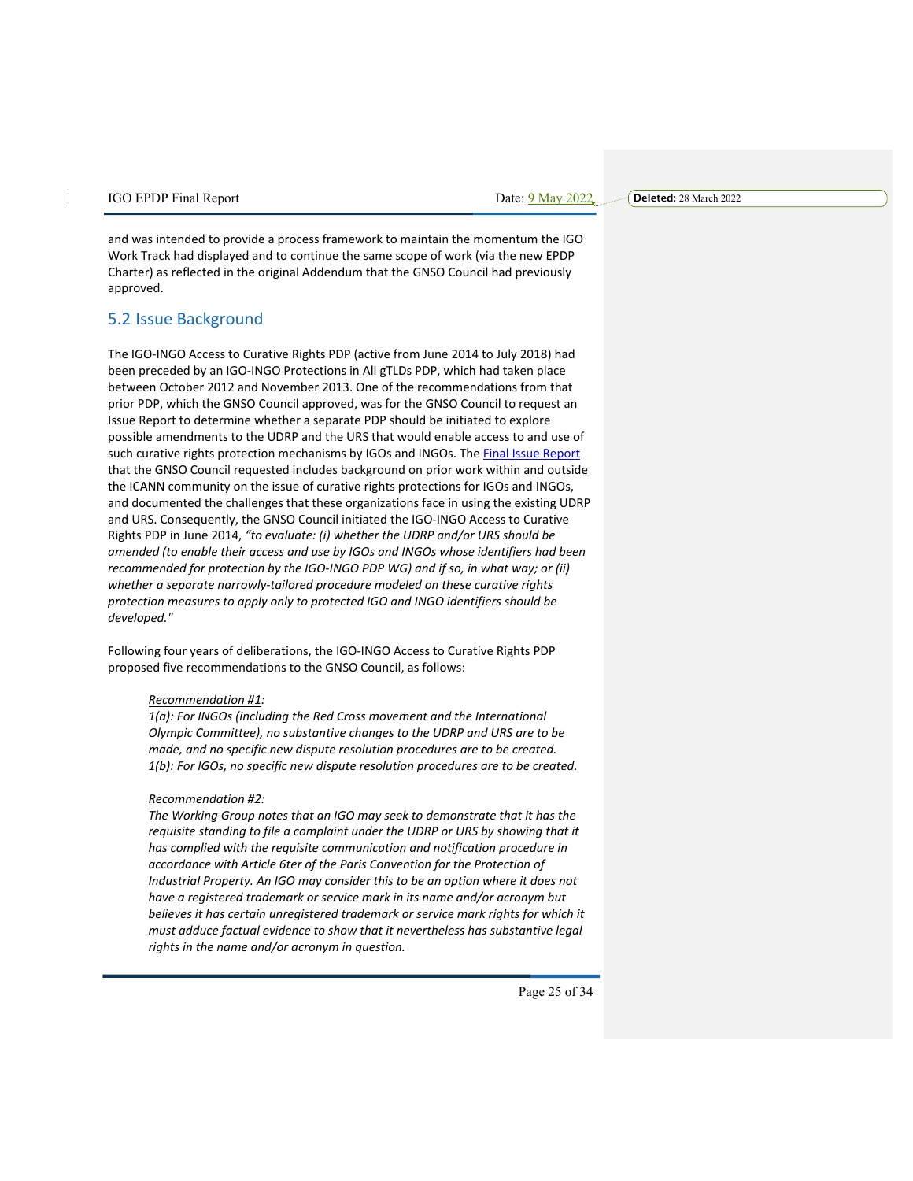and was intended to provide a process framework to maintain the momentum the IGO Work Track had displayed and to continue the same scope of work (via the new EPDP Charter) as reflected in the original Addendum that the GNSO Council had previously approved.

## 5.2 Issue Background

The IGO-INGO Access to Curative Rights PDP (active from June 2014 to July 2018) had been preceded by an IGO-INGO Protections in All gTLDs PDP, which had taken place between October 2012 and November 2013. One of the recommendations from that prior PDP, which the GNSO Council approved, was for the GNSO Council to request an Issue Report to determine whether a separate PDP should be initiated to explore possible amendments to the UDRP and the URS that would enable access to and use of such curative rights protection mechanisms by IGOs and INGOs. The Final Issue Report that the GNSO Council requested includes background on prior work within and outside the ICANN community on the issue of curative rights protections for IGOs and INGOs, and documented the challenges that these organizations face in using the existing UDRP and URS. Consequently, the GNSO Council initiated the IGO-INGO Access to Curative Rights PDP in June 2014, *"to evaluate: (i) whether the UDRP and/or URS should be amended (to enable their access and use by IGOs and INGOs whose identifiers had been recommended for protection by the IGO-INGO PDP WG) and if so, in what way; or (ii) whether a separate narrowly-tailored procedure modeled on these curative rights protection measures to apply only to protected IGO and INGO identifiers should be developed."*

Following four years of deliberations, the IGO-INGO Access to Curative Rights PDP proposed five recommendations to the GNSO Council, as follows:

> *Recommendation #1:*
> *1(a): For INGOs (including the Red Cross movement and the International Olympic Committee), no substantive changes to the UDRP and URS are to be made, and no specific new dispute resolution procedures are to be created.*
> *1(b): For IGOs, no specific new dispute resolution procedures are to be created.*
>
> *Recommendation #2:*
> *The Working Group notes that an IGO may seek to demonstrate that it has the requisite standing to file a complaint under the UDRP or URS by showing that it has complied with the requisite communication and notification procedure in accordance with Article 6ter of the Paris Convention for the Protection of Industrial Property. An IGO may consider this to be an option where it does not have a registered trademark or service mark in its name and/or acronym but believes it has certain unregistered trademark or service mark rights for which it must adduce factual evidence to show that it nevertheless has substantive legal rights in the name and/or acronym in question.*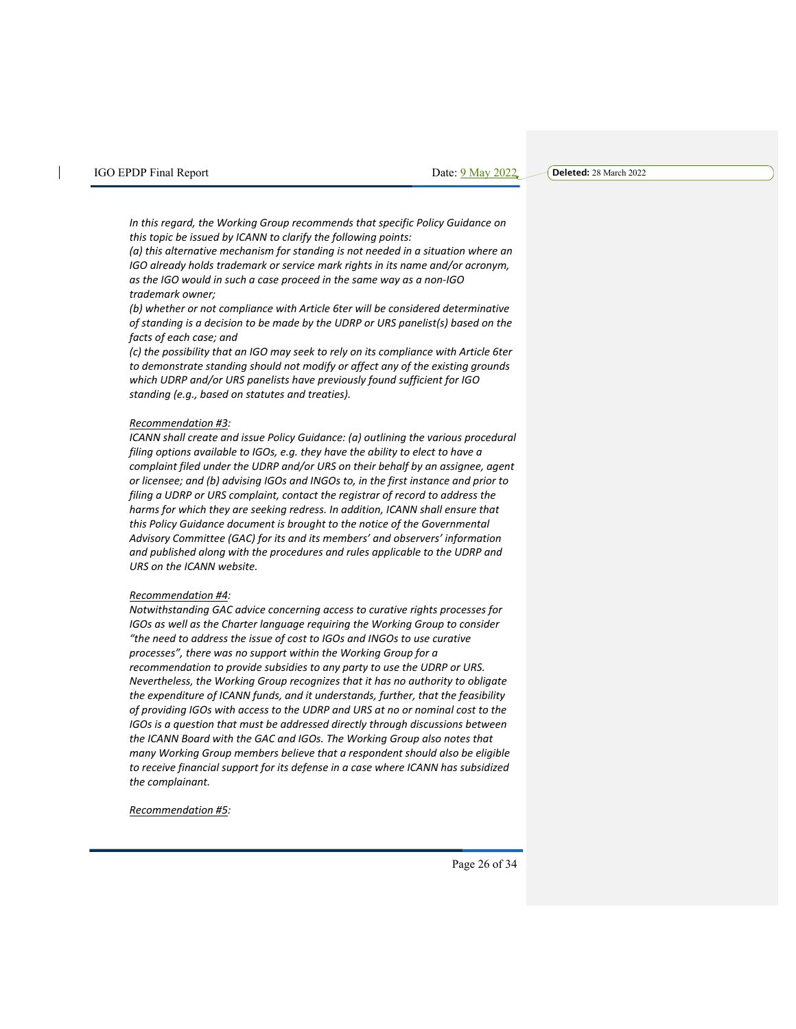*In this regard, the Working Group recommends that specific Policy Guidance on this topic be issued by ICANN to clarify the following points:*
*(a) this alternative mechanism for standing is not needed in a situation where an IGO already holds trademark or service mark rights in its name and/or acronym, as the IGO would in such a case proceed in the same way as a non-IGO trademark owner;*
*(b) whether or not compliance with Article 6ter will be considered determinative of standing is a decision to be made by the UDRP or URS panelist(s) based on the facts of each case; and*
*(c) the possibility that an IGO may seek to rely on its compliance with Article 6ter to demonstrate standing should not modify or affect any of the existing grounds which UDRP and/or URS panelists have previously found sufficient for IGO standing (e.g., based on statutes and treaties).*

*Recommendation #3:*
*ICANN shall create and issue Policy Guidance: (a) outlining the various procedural filing options available to IGOs, e.g. they have the ability to elect to have a complaint filed under the UDRP and/or URS on their behalf by an assignee, agent or licensee; and (b) advising IGOs and INGOs to, in the first instance and prior to filing a UDRP or URS complaint, contact the registrar of record to address the harms for which they are seeking redress. In addition, ICANN shall ensure that this Policy Guidance document is brought to the notice of the Governmental Advisory Committee (GAC) for its and its members' and observers' information and published along with the procedures and rules applicable to the UDRP and URS on the ICANN website.*

*Recommendation #4:*
*Notwithstanding GAC advice concerning access to curative rights processes for IGOs as well as the Charter language requiring the Working Group to consider "the need to address the issue of cost to IGOs and INGOs to use curative processes", there was no support within the Working Group for a recommendation to provide subsidies to any party to use the UDRP or URS. Nevertheless, the Working Group recognizes that it has no authority to obligate the expenditure of ICANN funds, and it understands, further, that the feasibility of providing IGOs with access to the UDRP and URS at no or nominal cost to the IGOs is a question that must be addressed directly through discussions between the ICANN Board with the GAC and IGOs. The Working Group also notes that many Working Group members believe that a respondent should also be eligible to receive financial support for its defense in a case where ICANN has subsidized the complainant.*

*Recommendation #5:*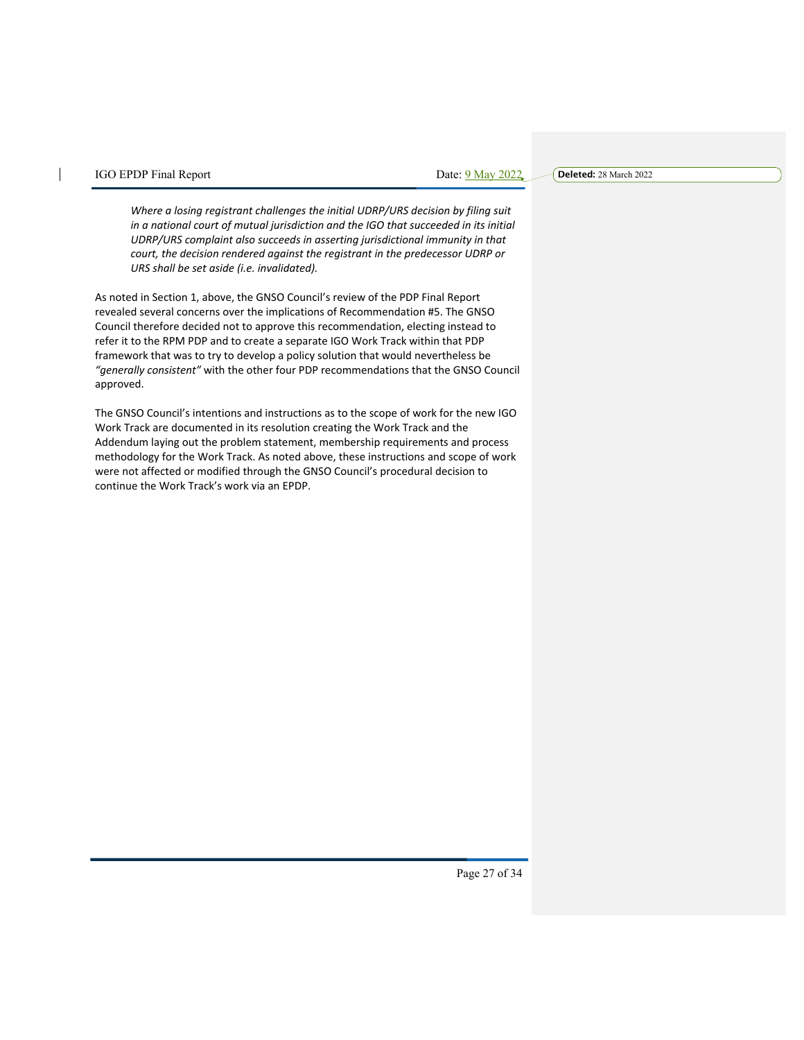*Where a losing registrant challenges the initial UDRP/URS decision by filing suit in a national court of mutual jurisdiction and the IGO that succeeded in its initial UDRP/URS complaint also succeeds in asserting jurisdictional immunity in that court, the decision rendered against the registrant in the predecessor UDRP or URS shall be set aside (i.e. invalidated).*

As noted in Section 1, above, the GNSO Council's review of the PDP Final Report revealed several concerns over the implications of Recommendation #5. The GNSO Council therefore decided not to approve this recommendation, electing instead to refer it to the RPM PDP and to create a separate IGO Work Track within that PDP framework that was to try to develop a policy solution that would nevertheless be *"generally consistent"* with the other four PDP recommendations that the GNSO Council approved.

The GNSO Council's intentions and instructions as to the scope of work for the new IGO Work Track are documented in its resolution creating the Work Track and the Addendum laying out the problem statement, membership requirements and process methodology for the Work Track. As noted above, these instructions and scope of work were not affected or modified through the GNSO Council's procedural decision to continue the Work Track's work via an EPDP.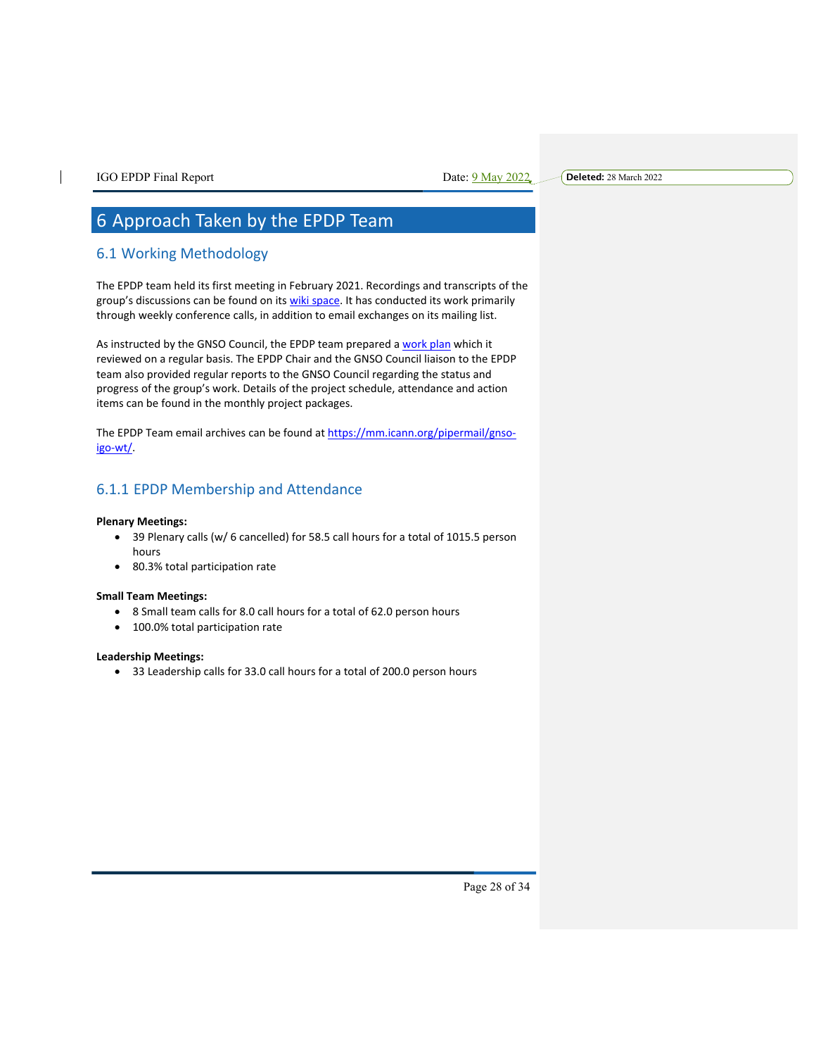# 6 Approach Taken by the EPDP Team

## 6.1 Working Methodology

The EPDP team held its first meeting in February 2021. Recordings and transcripts of the group's discussions can be found on its wiki space. It has conducted its work primarily through weekly conference calls, in addition to email exchanges on its mailing list.

As instructed by the GNSO Council, the EPDP team prepared a work plan which it reviewed on a regular basis. The EPDP Chair and the GNSO Council liaison to the EPDP team also provided regular reports to the GNSO Council regarding the status and progress of the group's work. Details of the project schedule, attendance and action items can be found in the monthly project packages.

The EPDP Team email archives can be found at https://mm.icann.org/pipermail/gnso-igo-wt/.

### 6.1.1 EPDP Membership and Attendance

**Plenary Meetings:**

- 39 Plenary calls (w/ 6 cancelled) for 58.5 call hours for a total of 1015.5 person hours
- 80.3% total participation rate

**Small Team Meetings:**

- 8 Small team calls for 8.0 call hours for a total of 62.0 person hours
- 100.0% total participation rate

**Leadership Meetings:**

- 33 Leadership calls for 33.0 call hours for a total of 200.0 person hours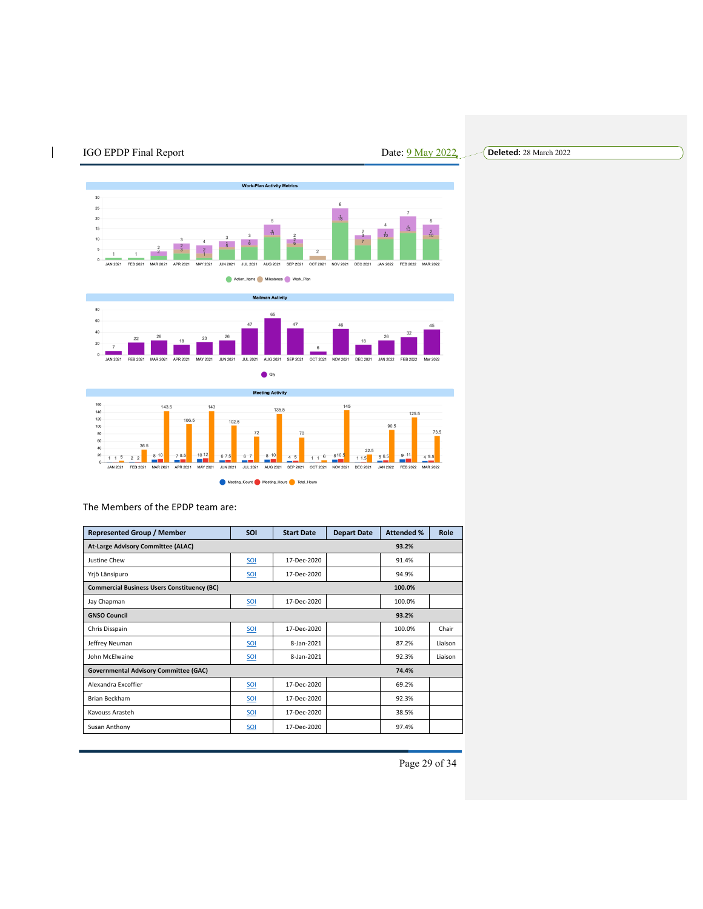The Members of the EPDP team are:

| Represented Group / Member | SOI | Start Date | Depart Date | Attended % | Role |
|---|---|---|---|---|---|
| **At-Large Advisory Committee (ALAC)** | | | | **93.2%** | |
| Justine Chew | SOI | 17-Dec-2020 | | 91.4% | |
| Yrjö Länsipuro | SOI | 17-Dec-2020 | | 94.9% | |
| **Commercial Business Users Constituency (BC)** | | | | **100.0%** | |
| Jay Chapman | SOI | 17-Dec-2020 | | 100.0% | |
| **GNSO Council** | | | | **93.2%** | |
| Chris Disspain | SOI | 17-Dec-2020 | | 100.0% | Chair |
| Jeffrey Neuman | SOI | 8-Jan-2021 | | 87.2% | Liaison |
| John McElwaine | SOI | 8-Jan-2021 | | 92.3% | Liaison |
| **Governmental Advisory Committee (GAC)** | | | | **74.4%** | |
| Alexandra Excoffier | SOI | 17-Dec-2020 | | 69.2% | |
| Brian Beckham | SOI | 17-Dec-2020 | | 92.3% | |
| Kavouss Arasteh | SOI | 17-Dec-2020 | | 38.5% | |
| Susan Anthony | SOI | 17-Dec-2020 | | 97.4% | |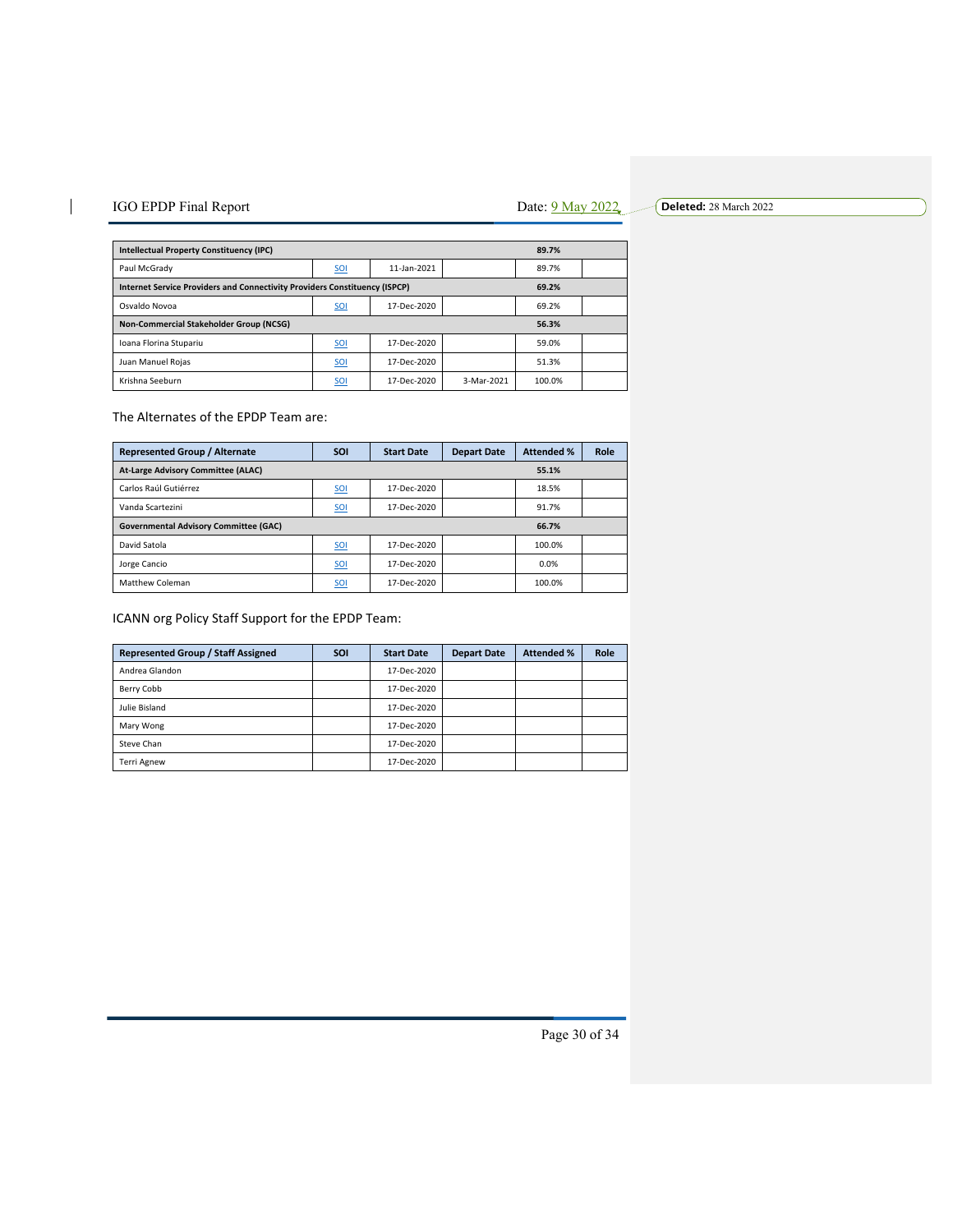| Intellectual Property Constituency (IPC) | | | | 89.7% | |
|---|---|---|---|---|---|
| Paul McGrady | SOI | 11-Jan-2021 | | 89.7% | |
| **Internet Service Providers and Connectivity Providers Constituency (ISPCP)** | | | | **69.2%** | |
| Osvaldo Novoa | SOI | 17-Dec-2020 | | 69.2% | |
| **Non-Commercial Stakeholder Group (NCSG)** | | | | **56.3%** | |
| Ioana Florina Stupariu | SOI | 17-Dec-2020 | | 59.0% | |
| Juan Manuel Rojas | SOI | 17-Dec-2020 | | 51.3% | |
| Krishna Seeburn | SOI | 17-Dec-2020 | 3-Mar-2021 | 100.0% | |

The Alternates of the EPDP Team are:

| Represented Group / Alternate | SOI | Start Date | Depart Date | Attended % | Role |
|---|---|---|---|---|---|
| **At-Large Advisory Committee (ALAC)** | | | | **55.1%** | |
| Carlos Raúl Gutiérrez | SOI | 17-Dec-2020 | | 18.5% | |
| Vanda Scartezini | SOI | 17-Dec-2020 | | 91.7% | |
| **Governmental Advisory Committee (GAC)** | | | | **66.7%** | |
| David Satola | SOI | 17-Dec-2020 | | 100.0% | |
| Jorge Cancio | SOI | 17-Dec-2020 | | 0.0% | |
| Matthew Coleman | SOI | 17-Dec-2020 | | 100.0% | |

ICANN org Policy Staff Support for the EPDP Team:

| Represented Group / Staff Assigned | SOI | Start Date | Depart Date | Attended % | Role |
|---|---|---|---|---|---|
| Andrea Glandon | | 17-Dec-2020 | | | |
| Berry Cobb | | 17-Dec-2020 | | | |
| Julie Bisland | | 17-Dec-2020 | | | |
| Mary Wong | | 17-Dec-2020 | | | |
| Steve Chan | | 17-Dec-2020 | | | |
| Terri Agnew | | 17-Dec-2020 | | | |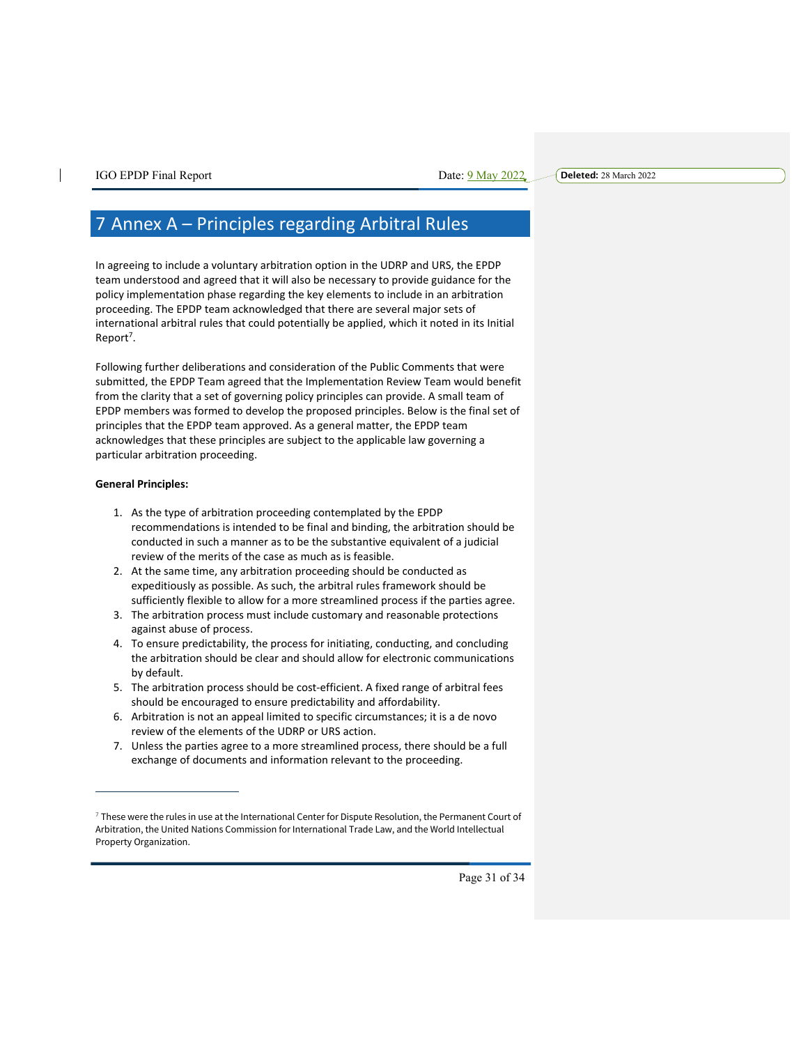# 7 Annex A – Principles regarding Arbitral Rules

In agreeing to include a voluntary arbitration option in the UDRP and URS, the EPDP team understood and agreed that it will also be necessary to provide guidance for the policy implementation phase regarding the key elements to include in an arbitration proceeding. The EPDP team acknowledged that there are several major sets of international arbitral rules that could potentially be applied, which it noted in its Initial Report[7].

Following further deliberations and consideration of the Public Comments that were submitted, the EPDP Team agreed that the Implementation Review Team would benefit from the clarity that a set of governing policy principles can provide. A small team of EPDP members was formed to develop the proposed principles. Below is the final set of principles that the EPDP team approved. As a general matter, the EPDP team acknowledges that these principles are subject to the applicable law governing a particular arbitration proceeding.

**General Principles:**

1. As the type of arbitration proceeding contemplated by the EPDP recommendations is intended to be final and binding, the arbitration should be conducted in such a manner as to be the substantive equivalent of a judicial review of the merits of the case as much as is feasible.
2. At the same time, any arbitration proceeding should be conducted as expeditiously as possible. As such, the arbitral rules framework should be sufficiently flexible to allow for a more streamlined process if the parties agree.
3. The arbitration process must include customary and reasonable protections against abuse of process.
4. To ensure predictability, the process for initiating, conducting, and concluding the arbitration should be clear and should allow for electronic communications by default.
5. The arbitration process should be cost-efficient. A fixed range of arbitral fees should be encouraged to ensure predictability and affordability.
6. Arbitration is not an appeal limited to specific circumstances; it is a de novo review of the elements of the UDRP or URS action.
7. Unless the parties agree to a more streamlined process, there should be a full exchange of documents and information relevant to the proceeding.

[7] These were the rules in use at the International Center for Dispute Resolution, the Permanent Court of Arbitration, the United Nations Commission for International Trade Law, and the World Intellectual Property Organization.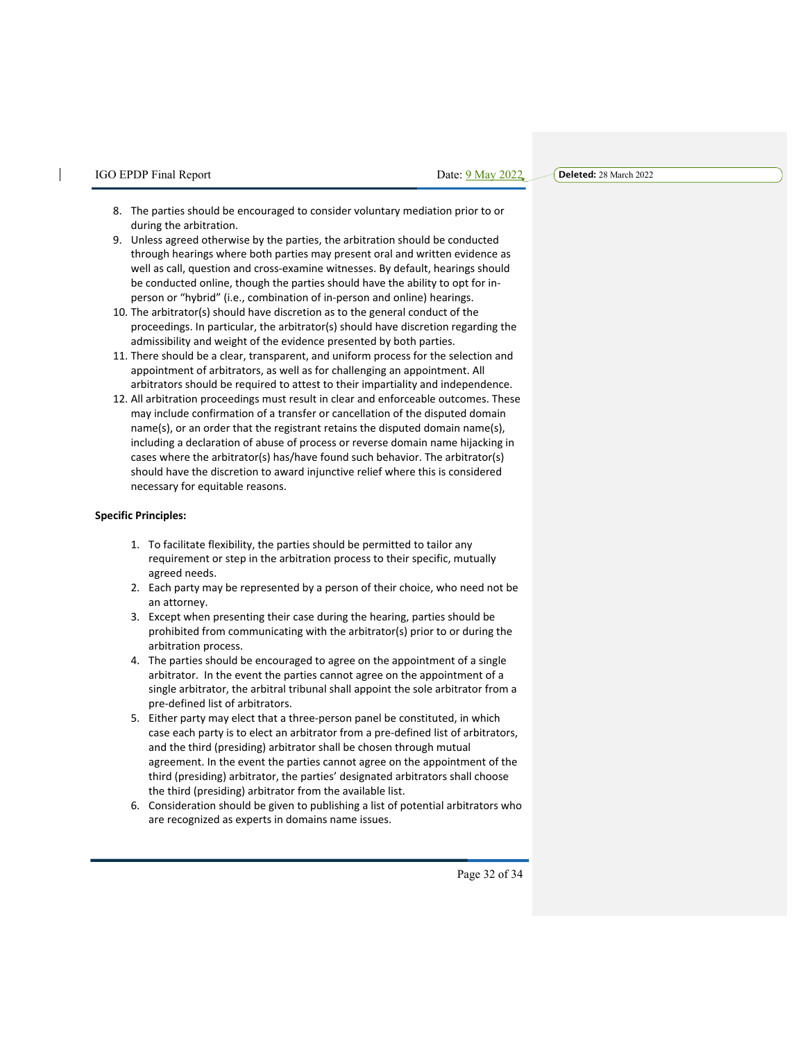8. The parties should be encouraged to consider voluntary mediation prior to or during the arbitration.
9. Unless agreed otherwise by the parties, the arbitration should be conducted through hearings where both parties may present oral and written evidence as well as call, question and cross-examine witnesses. By default, hearings should be conducted online, though the parties should have the ability to opt for in-person or "hybrid" (i.e., combination of in-person and online) hearings.
10. The arbitrator(s) should have discretion as to the general conduct of the proceedings. In particular, the arbitrator(s) should have discretion regarding the admissibility and weight of the evidence presented by both parties.
11. There should be a clear, transparent, and uniform process for the selection and appointment of arbitrators, as well as for challenging an appointment. All arbitrators should be required to attest to their impartiality and independence.
12. All arbitration proceedings must result in clear and enforceable outcomes. These may include confirmation of a transfer or cancellation of the disputed domain name(s), or an order that the registrant retains the disputed domain name(s), including a declaration of abuse of process or reverse domain name hijacking in cases where the arbitrator(s) has/have found such behavior. The arbitrator(s) should have the discretion to award injunctive relief where this is considered necessary for equitable reasons.

**Specific Principles:**

1. To facilitate flexibility, the parties should be permitted to tailor any requirement or step in the arbitration process to their specific, mutually agreed needs.
2. Each party may be represented by a person of their choice, who need not be an attorney.
3. Except when presenting their case during the hearing, parties should be prohibited from communicating with the arbitrator(s) prior to or during the arbitration process.
4. The parties should be encouraged to agree on the appointment of a single arbitrator. In the event the parties cannot agree on the appointment of a single arbitrator, the arbitral tribunal shall appoint the sole arbitrator from a pre-defined list of arbitrators.
5. Either party may elect that a three-person panel be constituted, in which case each party is to elect an arbitrator from a pre-defined list of arbitrators, and the third (presiding) arbitrator shall be chosen through mutual agreement. In the event the parties cannot agree on the appointment of the third (presiding) arbitrator, the parties' designated arbitrators shall choose the third (presiding) arbitrator from the available list.
6. Consideration should be given to publishing a list of potential arbitrators who are recognized as experts in domains name issues.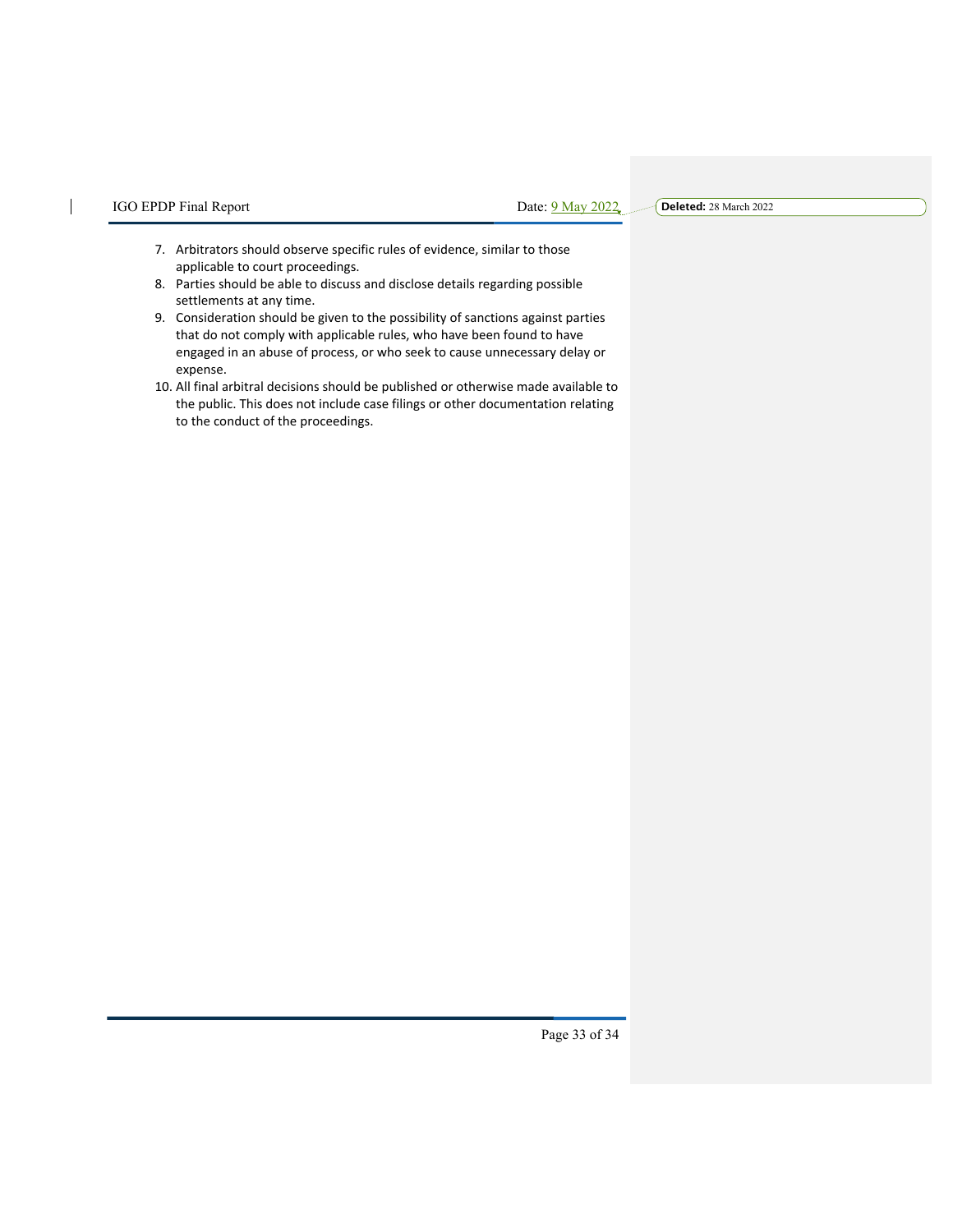7. Arbitrators should observe specific rules of evidence, similar to those applicable to court proceedings.
8. Parties should be able to discuss and disclose details regarding possible settlements at any time.
9. Consideration should be given to the possibility of sanctions against parties that do not comply with applicable rules, who have been found to have engaged in an abuse of process, or who seek to cause unnecessary delay or expense.
10. All final arbitral decisions should be published or otherwise made available to the public. This does not include case filings or other documentation relating to the conduct of the proceedings.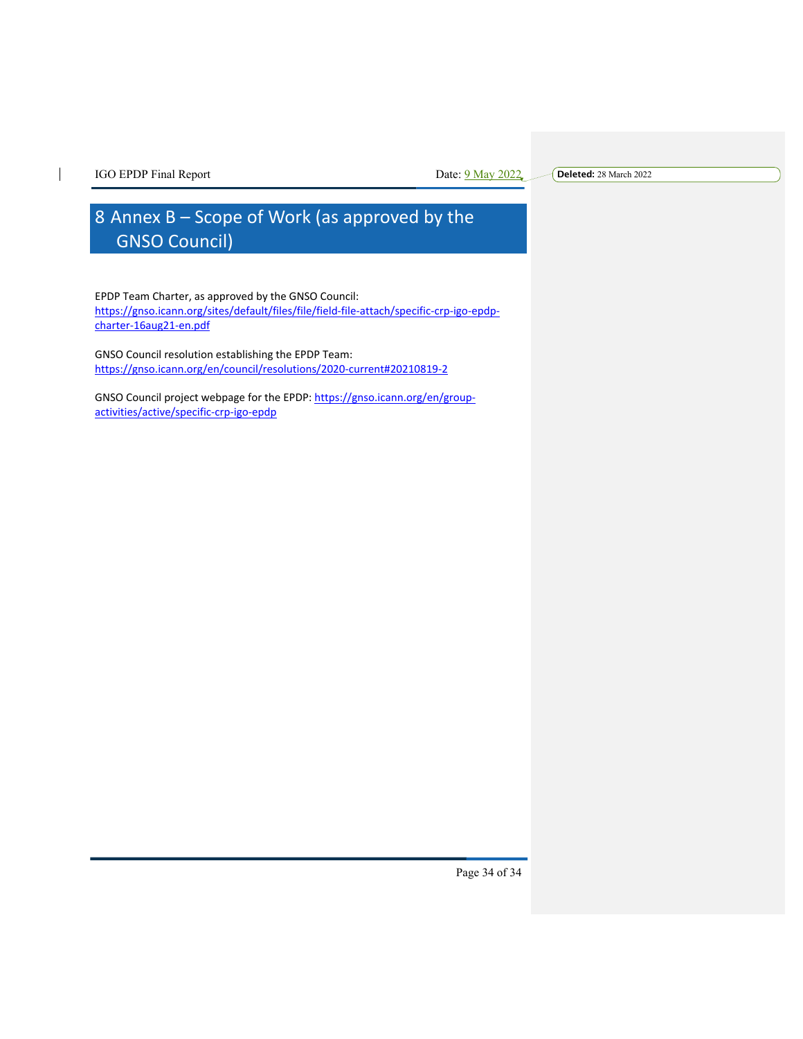# 8 Annex B – Scope of Work (as approved by the GNSO Council)

EPDP Team Charter, as approved by the GNSO Council:
https://gnso.icann.org/sites/default/files/file/field-file-attach/specific-crp-igo-epdp-charter-16aug21-en.pdf

GNSO Council resolution establishing the EPDP Team:
https://gnso.icann.org/en/council/resolutions/2020-current#20210819-2

GNSO Council project webpage for the EPDP: https://gnso.icann.org/en/group-activities/active/specific-crp-igo-epdp